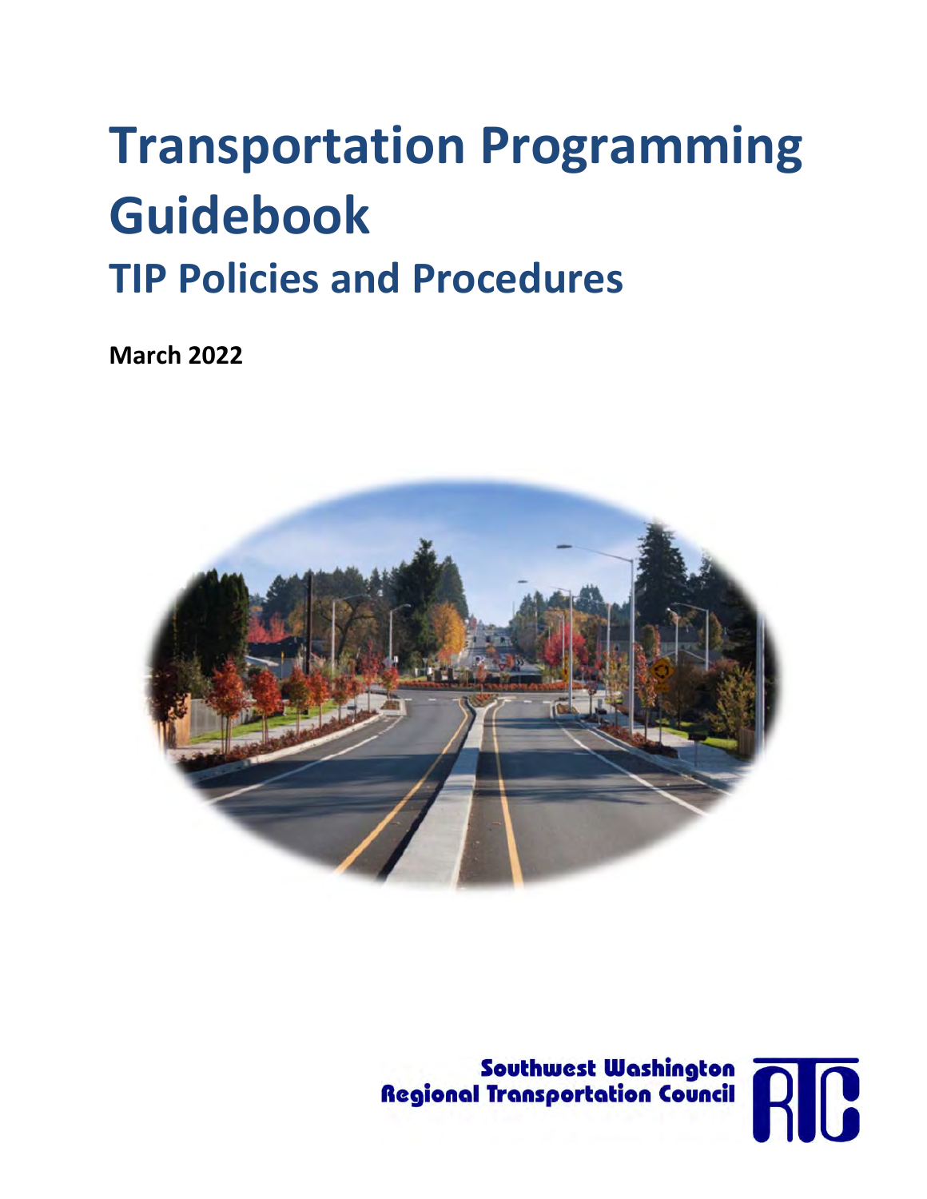# Transportation Programming Guidebook

## TIP Policies and Procedures

**March 2022**

Southwest Washington Regional Transportation Council

RTC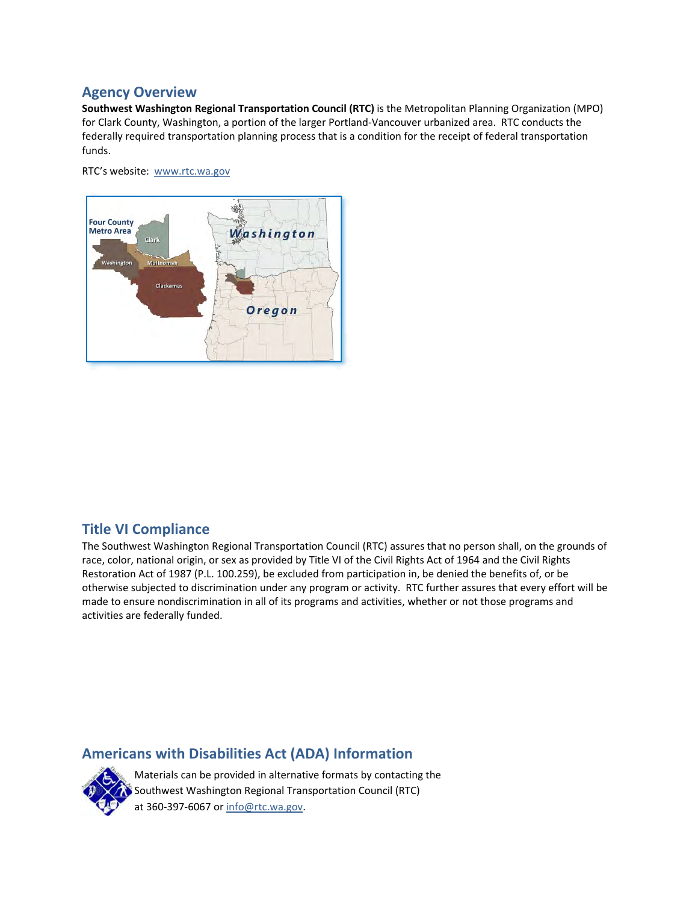## Agency Overview

**Southwest Washington Regional Transportation Council (RTC)** is the Metropolitan Planning Organization (MPO) for Clark County, Washington, a portion of the larger Portland-Vancouver urbanized area. RTC conducts the federally required transportation planning process that is a condition for the receipt of federal transportation funds.

RTC's website: www.rtc.wa.gov

## Title VI Compliance

The Southwest Washington Regional Transportation Council (RTC) assures that no person shall, on the grounds of race, color, national origin, or sex as provided by Title VI of the Civil Rights Act of 1964 and the Civil Rights Restoration Act of 1987 (P.L. 100.259), be excluded from participation in, be denied the benefits of, or be otherwise subjected to discrimination under any program or activity. RTC further assures that every effort will be made to ensure nondiscrimination in all of its programs and activities, whether or not those programs and activities are federally funded.

## Americans with Disabilities Act (ADA) Information

Materials can be provided in alternative formats by contacting the Southwest Washington Regional Transportation Council (RTC) at 360-397-6067 or info@rtc.wa.gov.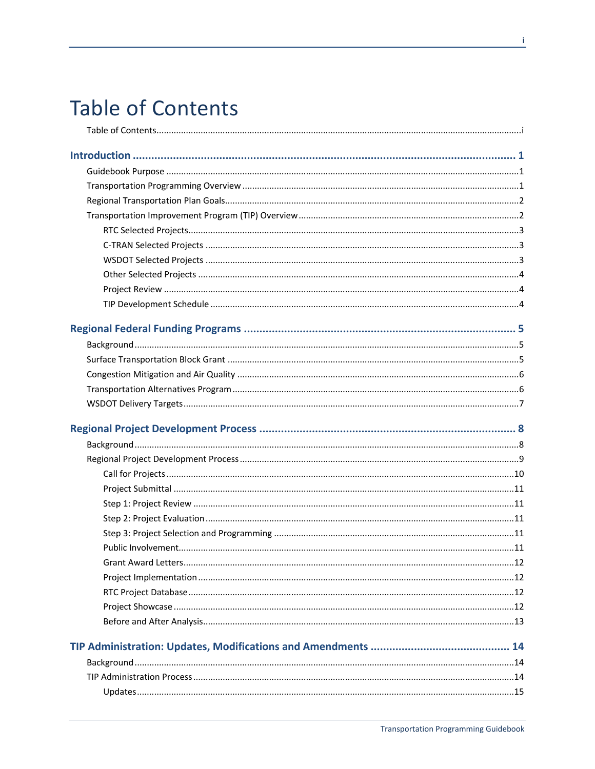# Table of Contents

Table of Contents ....................................................................................................................................i

**Introduction ............................................................................................................... 1**

Guidebook Purpose ............................................................................................................................1

Transportation Programming Overview ...............................................................................................1

Regional Transportation Plan Goals......................................................................................................2

Transportation Improvement Program (TIP) Overview .........................................................................2

- RTC Selected Projects....................................................................................................................3
- C-TRAN Selected Projects .............................................................................................................3
- WSDOT Selected Projects .............................................................................................................3
- Other Selected Projects ................................................................................................................4
- Project Review .............................................................................................................................4
- TIP Development Schedule ...........................................................................................................4

**Regional Federal Funding Programs ........................................................................ 5**

Background .........................................................................................................................................5

Surface Transportation Block Grant .....................................................................................................5

Congestion Mitigation and Air Quality .................................................................................................6

Transportation Alternatives Program ...................................................................................................6

WSDOT Delivery Targets......................................................................................................................7

**Regional Project Development Process ................................................................... 8**

Background .........................................................................................................................................8

Regional Project Development Process ................................................................................................9

- Call for Projects ...........................................................................................................................10
- Project Submittal ........................................................................................................................11
- Step 1: Project Review ................................................................................................................11
- Step 2: Project Evaluation ...........................................................................................................11
- Step 3: Project Selection and Programming .................................................................................11
- Public Involvement......................................................................................................................11
- Grant Award Letters....................................................................................................................12
- Project Implementation ..............................................................................................................12
- RTC Project Database..................................................................................................................12
- Project Showcase ........................................................................................................................12
- Before and After Analysis............................................................................................................13

**TIP Administration: Updates, Modifications and Amendments ............................ 14**

Background .......................................................................................................................................14

TIP Administration Process ................................................................................................................14

- Updates.......................................................................................................................................15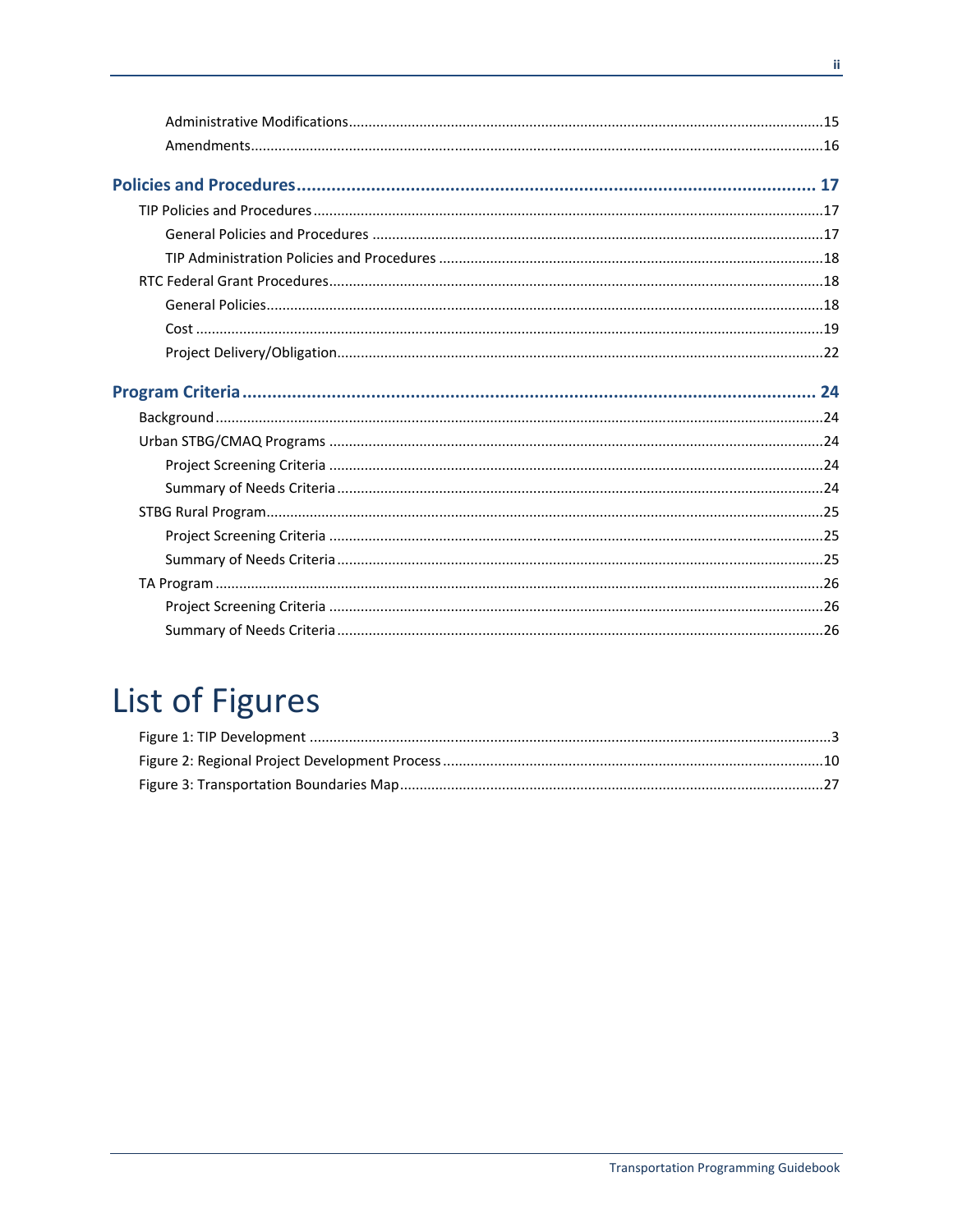Administrative Modifications ....................................................................................................15
Amendments ...............................................................................................................................16

**Policies and Procedures ........................................................................................................ 17**

TIP Policies and Procedures ............................................................................................................17

General Policies and Procedures ...............................................................................................17
TIP Administration Policies and Procedures ...............................................................................18

RTC Federal Grant Procedures ..........................................................................................................18

General Policies ..........................................................................................................................18
Cost ............................................................................................................................................19
Project Delivery/Obligation ..........................................................................................................22

**Program Criteria ....................................................................................................................... 24**

Background .......................................................................................................................................24

Urban STBG/CMAQ Programs ...........................................................................................................24

Project Screening Criteria ...........................................................................................................24
Summary of Needs Criteria ........................................................................................................24

STBG Rural Program ..........................................................................................................................25

Project Screening Criteria ...........................................................................................................25
Summary of Needs Criteria ........................................................................................................25

TA Program .......................................................................................................................................26

Project Screening Criteria ...........................................................................................................26
Summary of Needs Criteria ........................................................................................................26

# List of Figures

Figure 1: TIP Development ...................................................................................................................3
Figure 2: Regional Project Development Process ..............................................................................10
Figure 3: Transportation Boundaries Map ..........................................................................................27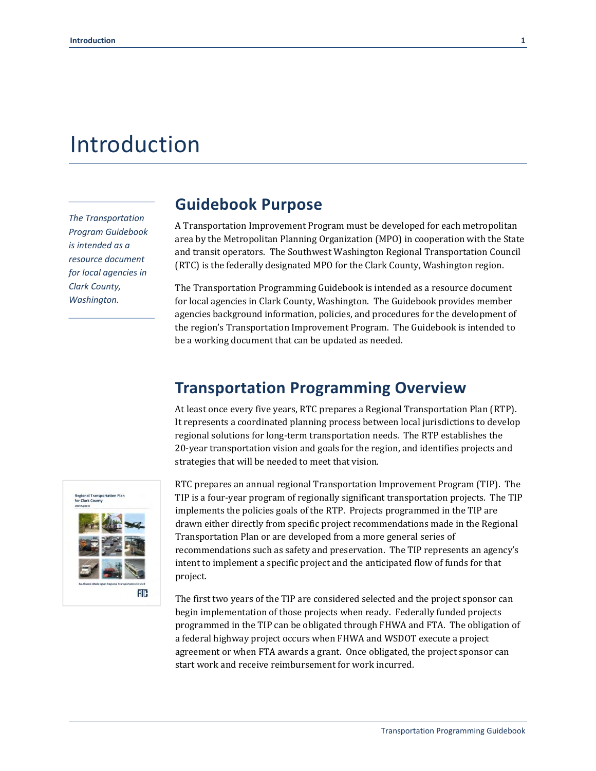# Introduction

*The Transportation Program Guidebook is intended as a resource document for local agencies in Clark County, Washington.*

## Guidebook Purpose

A Transportation Improvement Program must be developed for each metropolitan area by the Metropolitan Planning Organization (MPO) in cooperation with the State and transit operators. The Southwest Washington Regional Transportation Council (RTC) is the federally designated MPO for the Clark County, Washington region.

The Transportation Programming Guidebook is intended as a resource document for local agencies in Clark County, Washington. The Guidebook provides member agencies background information, policies, and procedures for the development of the region's Transportation Improvement Program. The Guidebook is intended to be a working document that can be updated as needed.

## Transportation Programming Overview

At least once every five years, RTC prepares a Regional Transportation Plan (RTP). It represents a coordinated planning process between local jurisdictions to develop regional solutions for long-term transportation needs. The RTP establishes the 20-year transportation vision and goals for the region, and identifies projects and strategies that will be needed to meet that vision.

RTC prepares an annual regional Transportation Improvement Program (TIP). The TIP is a four-year program of regionally significant transportation projects. The TIP implements the policies goals of the RTP. Projects programmed in the TIP are drawn either directly from specific project recommendations made in the Regional Transportation Plan or are developed from a more general series of recommendations such as safety and preservation. The TIP represents an agency's intent to implement a specific project and the anticipated flow of funds for that project.

The first two years of the TIP are considered selected and the project sponsor can begin implementation of those projects when ready. Federally funded projects programmed in the TIP can be obligated through FHWA and FTA. The obligation of a federal highway project occurs when FHWA and WSDOT execute a project agreement or when FTA awards a grant. Once obligated, the project sponsor can start work and receive reimbursement for work incurred.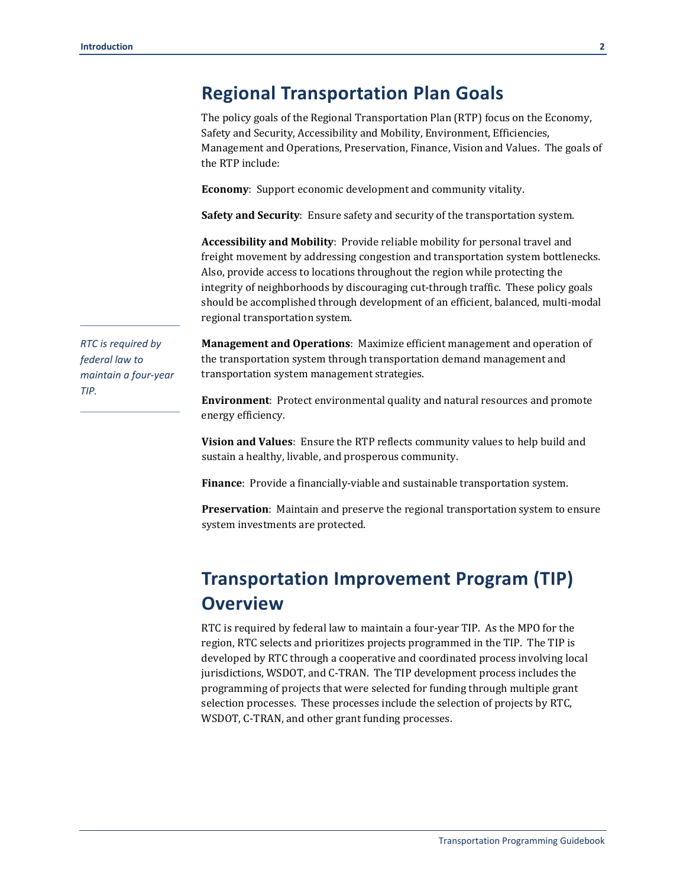## Regional Transportation Plan Goals

The policy goals of the Regional Transportation Plan (RTP) focus on the Economy, Safety and Security, Accessibility and Mobility, Environment, Efficiencies, Management and Operations, Preservation, Finance, Vision and Values. The goals of the RTP include:

**Economy**: Support economic development and community vitality.

**Safety and Security**: Ensure safety and security of the transportation system.

**Accessibility and Mobility**: Provide reliable mobility for personal travel and freight movement by addressing congestion and transportation system bottlenecks. Also, provide access to locations throughout the region while protecting the integrity of neighborhoods by discouraging cut-through traffic. These policy goals should be accomplished through development of an efficient, balanced, multi-modal regional transportation system.

**Management and Operations**: Maximize efficient management and operation of the transportation system through transportation demand management and transportation system management strategies.

**Environment**: Protect environmental quality and natural resources and promote energy efficiency.

**Vision and Values**: Ensure the RTP reflects community values to help build and sustain a healthy, livable, and prosperous community.

**Finance**: Provide a financially-viable and sustainable transportation system.

**Preservation**: Maintain and preserve the regional transportation system to ensure system investments are protected.

*RTC is required by federal law to maintain a four-year TIP.*

## Transportation Improvement Program (TIP) Overview

RTC is required by federal law to maintain a four-year TIP. As the MPO for the region, RTC selects and prioritizes projects programmed in the TIP. The TIP is developed by RTC through a cooperative and coordinated process involving local jurisdictions, WSDOT, and C-TRAN. The TIP development process includes the programming of projects that were selected for funding through multiple grant selection processes. These processes include the selection of projects by RTC, WSDOT, C-TRAN, and other grant funding processes.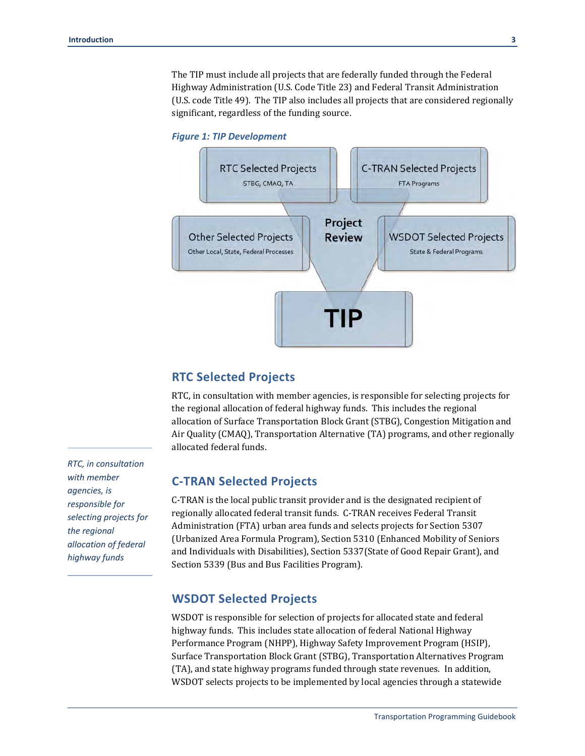The TIP must include all projects that are federally funded through the Federal Highway Administration (U.S. Code Title 23) and Federal Transit Administration (U.S. code Title 49). The TIP also includes all projects that are considered regionally significant, regardless of the funding source.

***Figure 1: TIP Development***

RTC Selected Projects
STBG, CMAQ, TA

C-TRAN Selected Projects
FTA Programs

Other Selected Projects
Other Local, State, Federal Processes

Project Review

WSDOT Selected Projects
State & Federal Programs

TIP

## RTC Selected Projects

RTC, in consultation with member agencies, is responsible for selecting projects for the regional allocation of federal highway funds. This includes the regional allocation of Surface Transportation Block Grant (STBG), Congestion Mitigation and Air Quality (CMAQ), Transportation Alternative (TA) programs, and other regionally allocated federal funds.

*RTC, in consultation with member agencies, is responsible for selecting projects for the regional allocation of federal highway funds*

## C-TRAN Selected Projects

C-TRAN is the local public transit provider and is the designated recipient of regionally allocated federal transit funds. C-TRAN receives Federal Transit Administration (FTA) urban area funds and selects projects for Section 5307 (Urbanized Area Formula Program), Section 5310 (Enhanced Mobility of Seniors and Individuals with Disabilities), Section 5337(State of Good Repair Grant), and Section 5339 (Bus and Bus Facilities Program).

## WSDOT Selected Projects

WSDOT is responsible for selection of projects for allocated state and federal highway funds. This includes state allocation of federal National Highway Performance Program (NHPP), Highway Safety Improvement Program (HSIP), Surface Transportation Block Grant (STBG), Transportation Alternatives Program (TA), and state highway programs funded through state revenues. In addition, WSDOT selects projects to be implemented by local agencies through a statewide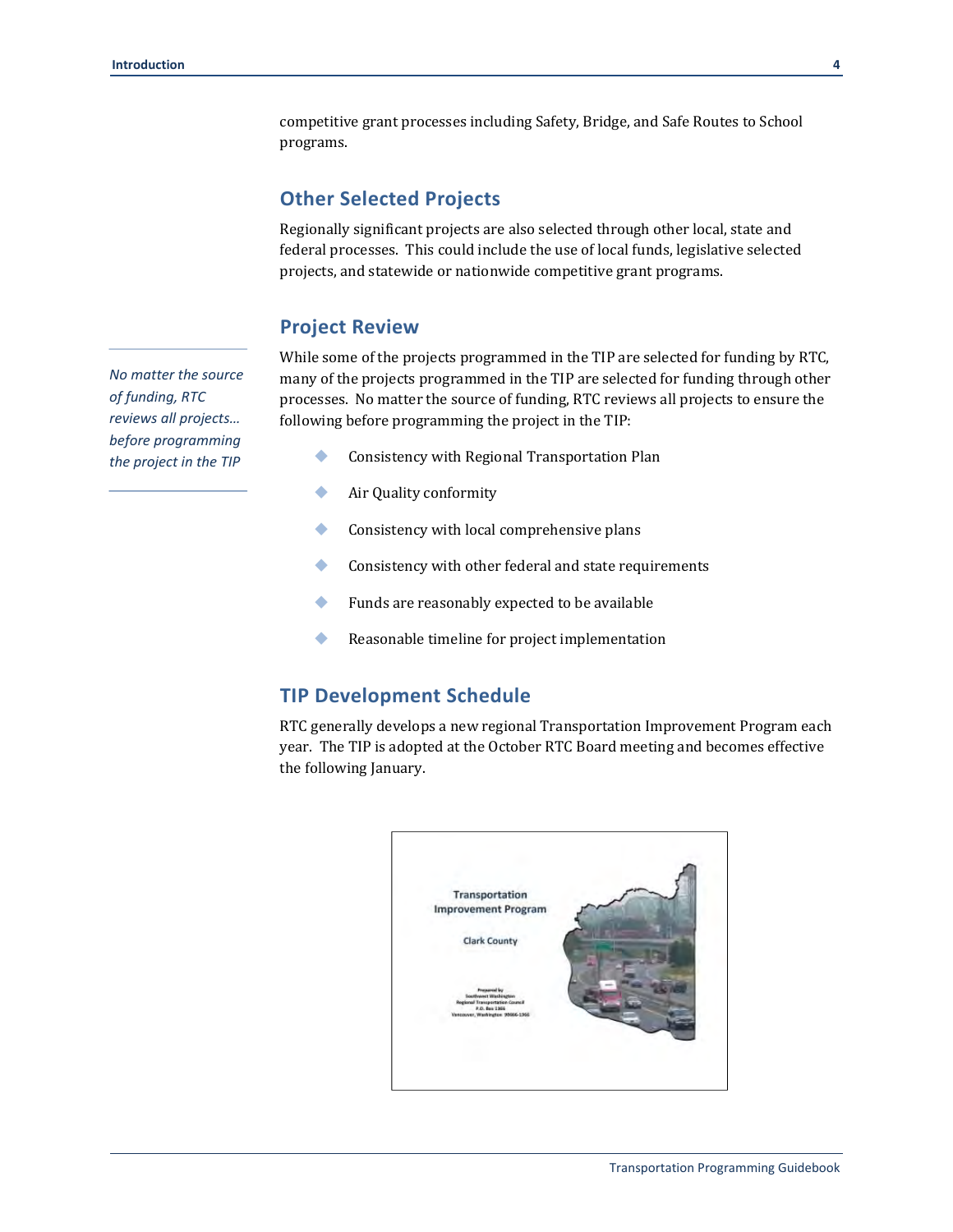competitive grant processes including Safety, Bridge, and Safe Routes to School programs.

## Other Selected Projects

Regionally significant projects are also selected through other local, state and federal processes. This could include the use of local funds, legislative selected projects, and statewide or nationwide competitive grant programs.

## Project Review

*No matter the source of funding, RTC reviews all projects… before programming the project in the TIP*

While some of the projects programmed in the TIP are selected for funding by RTC, many of the projects programmed in the TIP are selected for funding through other processes. No matter the source of funding, RTC reviews all projects to ensure the following before programming the project in the TIP:

- Consistency with Regional Transportation Plan
- Air Quality conformity
- Consistency with local comprehensive plans
- Consistency with other federal and state requirements
- Funds are reasonably expected to be available
- Reasonable timeline for project implementation

## TIP Development Schedule

RTC generally develops a new regional Transportation Improvement Program each year. The TIP is adopted at the October RTC Board meeting and becomes effective the following January.

Transportation Improvement Program

Clark County

Prepared by
Southwest Washington
Regional Transportation Council
P.O. Box 1366
Vancouver, Washington 98666-1366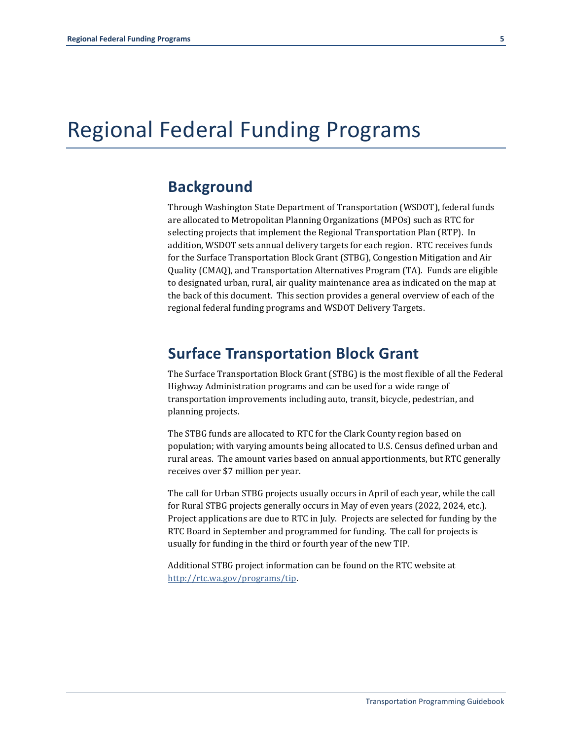# Regional Federal Funding Programs

## Background

Through Washington State Department of Transportation (WSDOT), federal funds are allocated to Metropolitan Planning Organizations (MPOs) such as RTC for selecting projects that implement the Regional Transportation Plan (RTP). In addition, WSDOT sets annual delivery targets for each region. RTC receives funds for the Surface Transportation Block Grant (STBG), Congestion Mitigation and Air Quality (CMAQ), and Transportation Alternatives Program (TA). Funds are eligible to designated urban, rural, air quality maintenance area as indicated on the map at the back of this document. This section provides a general overview of each of the regional federal funding programs and WSDOT Delivery Targets.

## Surface Transportation Block Grant

The Surface Transportation Block Grant (STBG) is the most flexible of all the Federal Highway Administration programs and can be used for a wide range of transportation improvements including auto, transit, bicycle, pedestrian, and planning projects.

The STBG funds are allocated to RTC for the Clark County region based on population; with varying amounts being allocated to U.S. Census defined urban and rural areas. The amount varies based on annual apportionments, but RTC generally receives over $7 million per year.

The call for Urban STBG projects usually occurs in April of each year, while the call for Rural STBG projects generally occurs in May of even years (2022, 2024, etc.). Project applications are due to RTC in July. Projects are selected for funding by the RTC Board in September and programmed for funding. The call for projects is usually for funding in the third or fourth year of the new TIP.

Additional STBG project information can be found on the RTC website at [http://rtc.wa.gov/programs/tip](http://rtc.wa.gov/programs/tip).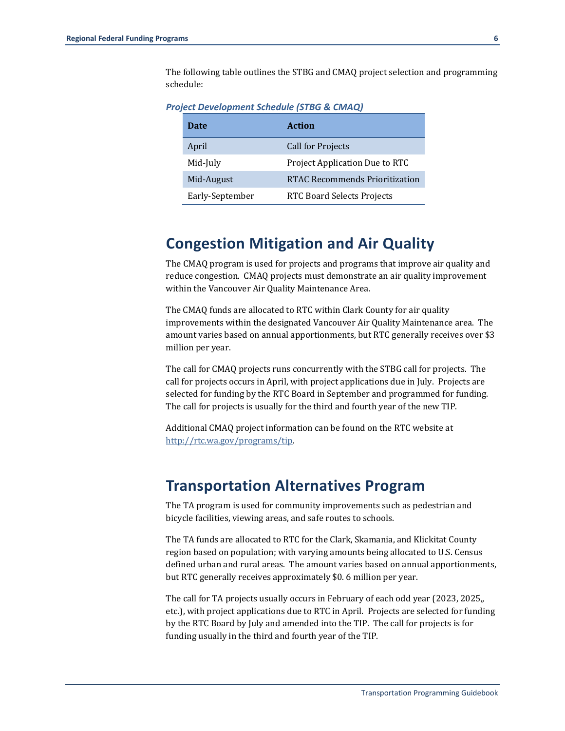The following table outlines the STBG and CMAQ project selection and programming schedule:

***Project Development Schedule (STBG & CMAQ)***

| Date | Action |
| --- | --- |
| April | Call for Projects |
| Mid-July | Project Application Due to RTC |
| Mid-August | RTAC Recommends Prioritization |
| Early-September | RTC Board Selects Projects |

## Congestion Mitigation and Air Quality

The CMAQ program is used for projects and programs that improve air quality and reduce congestion. CMAQ projects must demonstrate an air quality improvement within the Vancouver Air Quality Maintenance Area.

The CMAQ funds are allocated to RTC within Clark County for air quality improvements within the designated Vancouver Air Quality Maintenance area. The amount varies based on annual apportionments, but RTC generally receives over $3 million per year.

The call for CMAQ projects runs concurrently with the STBG call for projects. The call for projects occurs in April, with project applications due in July. Projects are selected for funding by the RTC Board in September and programmed for funding. The call for projects is usually for the third and fourth year of the new TIP.

Additional CMAQ project information can be found on the RTC website at http://rtc.wa.gov/programs/tip.

## Transportation Alternatives Program

The TA program is used for community improvements such as pedestrian and bicycle facilities, viewing areas, and safe routes to schools.

The TA funds are allocated to RTC for the Clark, Skamania, and Klickitat County region based on population; with varying amounts being allocated to U.S. Census defined urban and rural areas. The amount varies based on annual apportionments, but RTC generally receives approximately $0. 6 million per year.

The call for TA projects usually occurs in February of each odd year (2023, 2025,, etc.), with project applications due to RTC in April. Projects are selected for funding by the RTC Board by July and amended into the TIP. The call for projects is for funding usually in the third and fourth year of the TIP.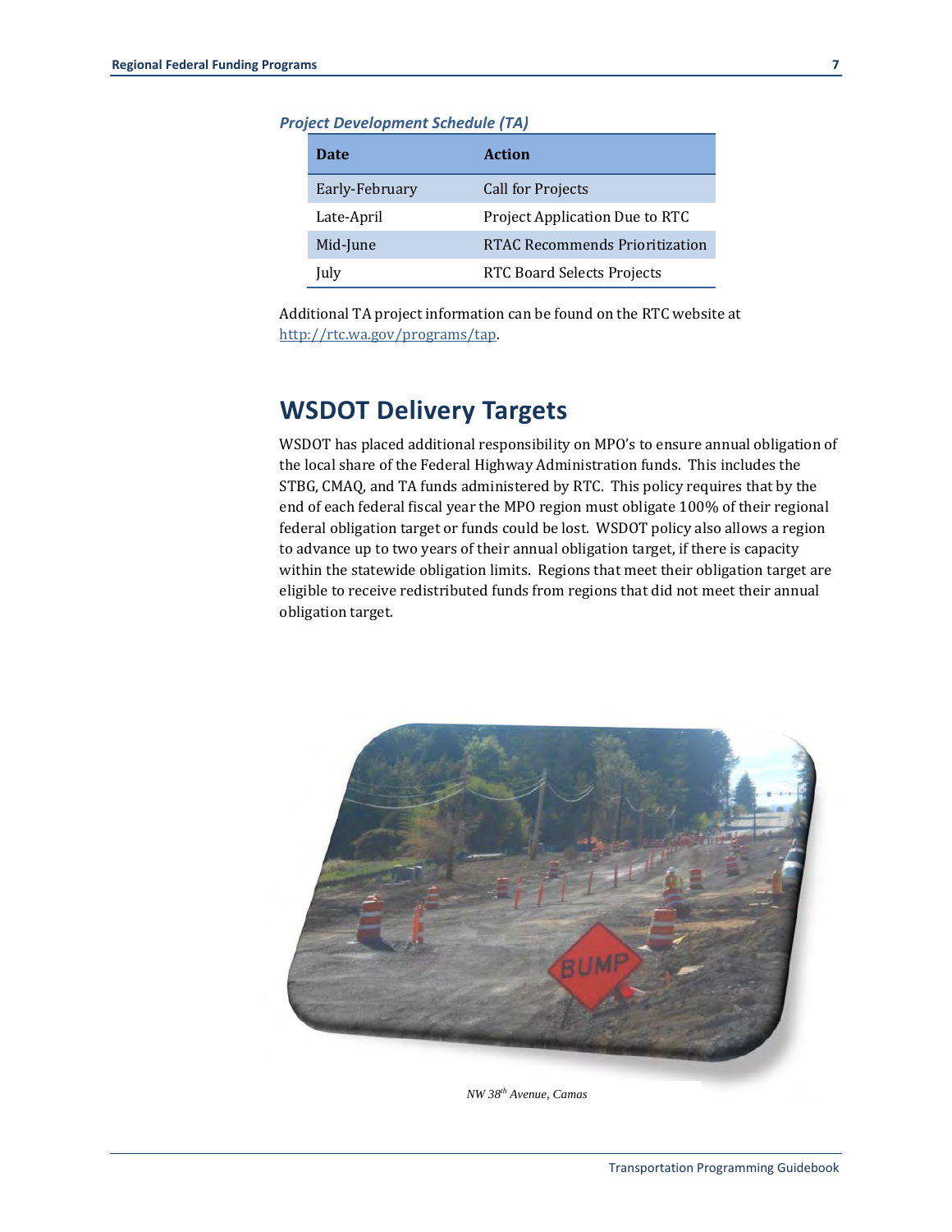*Project Development Schedule (TA)*

| Date | Action |
| --- | --- |
| Early-February | Call for Projects |
| Late-April | Project Application Due to RTC |
| Mid-June | RTAC Recommends Prioritization |
| July | RTC Board Selects Projects |

Additional TA project information can be found on the RTC website at http://rtc.wa.gov/programs/tap.

## WSDOT Delivery Targets

WSDOT has placed additional responsibility on MPO's to ensure annual obligation of the local share of the Federal Highway Administration funds. This includes the STBG, CMAQ, and TA funds administered by RTC. This policy requires that by the end of each federal fiscal year the MPO region must obligate 100% of their regional federal obligation target or funds could be lost. WSDOT policy also allows a region to advance up to two years of their annual obligation target, if there is capacity within the statewide obligation limits. Regions that meet their obligation target are eligible to receive redistributed funds from regions that did not meet their annual obligation target.

*NW 38th Avenue, Camas*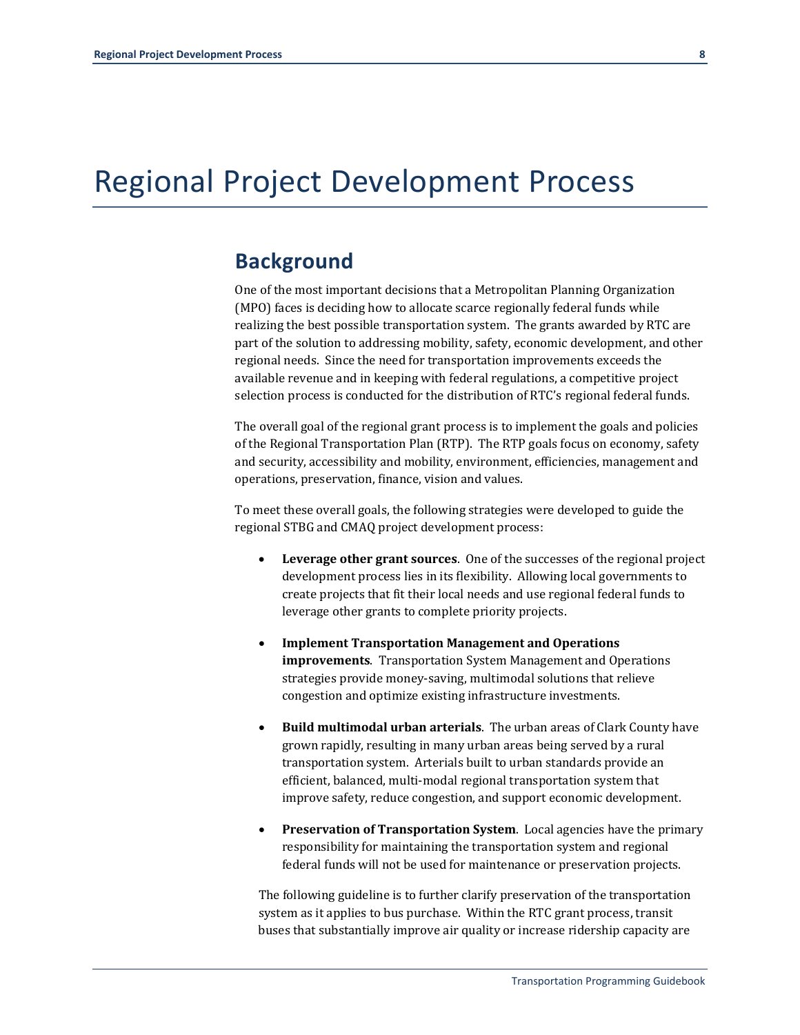# Regional Project Development Process

## Background

One of the most important decisions that a Metropolitan Planning Organization (MPO) faces is deciding how to allocate scarce regionally federal funds while realizing the best possible transportation system. The grants awarded by RTC are part of the solution to addressing mobility, safety, economic development, and other regional needs. Since the need for transportation improvements exceeds the available revenue and in keeping with federal regulations, a competitive project selection process is conducted for the distribution of RTC's regional federal funds.

The overall goal of the regional grant process is to implement the goals and policies of the Regional Transportation Plan (RTP). The RTP goals focus on economy, safety and security, accessibility and mobility, environment, efficiencies, management and operations, preservation, finance, vision and values.

To meet these overall goals, the following strategies were developed to guide the regional STBG and CMAQ project development process:

- **Leverage other grant sources**. One of the successes of the regional project development process lies in its flexibility. Allowing local governments to create projects that fit their local needs and use regional federal funds to leverage other grants to complete priority projects.

- **Implement Transportation Management and Operations improvements**. Transportation System Management and Operations strategies provide money-saving, multimodal solutions that relieve congestion and optimize existing infrastructure investments.

- **Build multimodal urban arterials**. The urban areas of Clark County have grown rapidly, resulting in many urban areas being served by a rural transportation system. Arterials built to urban standards provide an efficient, balanced, multi-modal regional transportation system that improve safety, reduce congestion, and support economic development.

- **Preservation of Transportation System**. Local agencies have the primary responsibility for maintaining the transportation system and regional federal funds will not be used for maintenance or preservation projects.

The following guideline is to further clarify preservation of the transportation system as it applies to bus purchase. Within the RTC grant process, transit buses that substantially improve air quality or increase ridership capacity are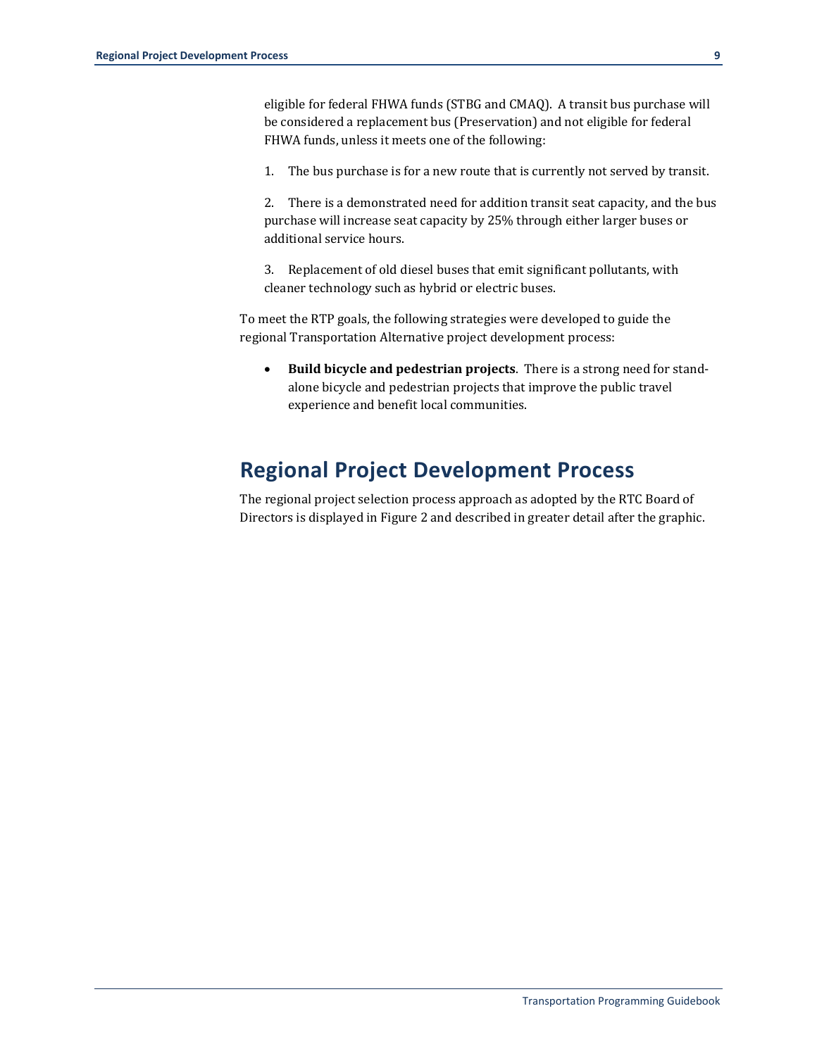eligible for federal FHWA funds (STBG and CMAQ). A transit bus purchase will be considered a replacement bus (Preservation) and not eligible for federal FHWA funds, unless it meets one of the following:

1. The bus purchase is for a new route that is currently not served by transit.

2. There is a demonstrated need for addition transit seat capacity, and the bus purchase will increase seat capacity by 25% through either larger buses or additional service hours.

3. Replacement of old diesel buses that emit significant pollutants, with cleaner technology such as hybrid or electric buses.

To meet the RTP goals, the following strategies were developed to guide the regional Transportation Alternative project development process:

- **Build bicycle and pedestrian projects**. There is a strong need for stand-alone bicycle and pedestrian projects that improve the public travel experience and benefit local communities.

# Regional Project Development Process

The regional project selection process approach as adopted by the RTC Board of Directors is displayed in Figure 2 and described in greater detail after the graphic.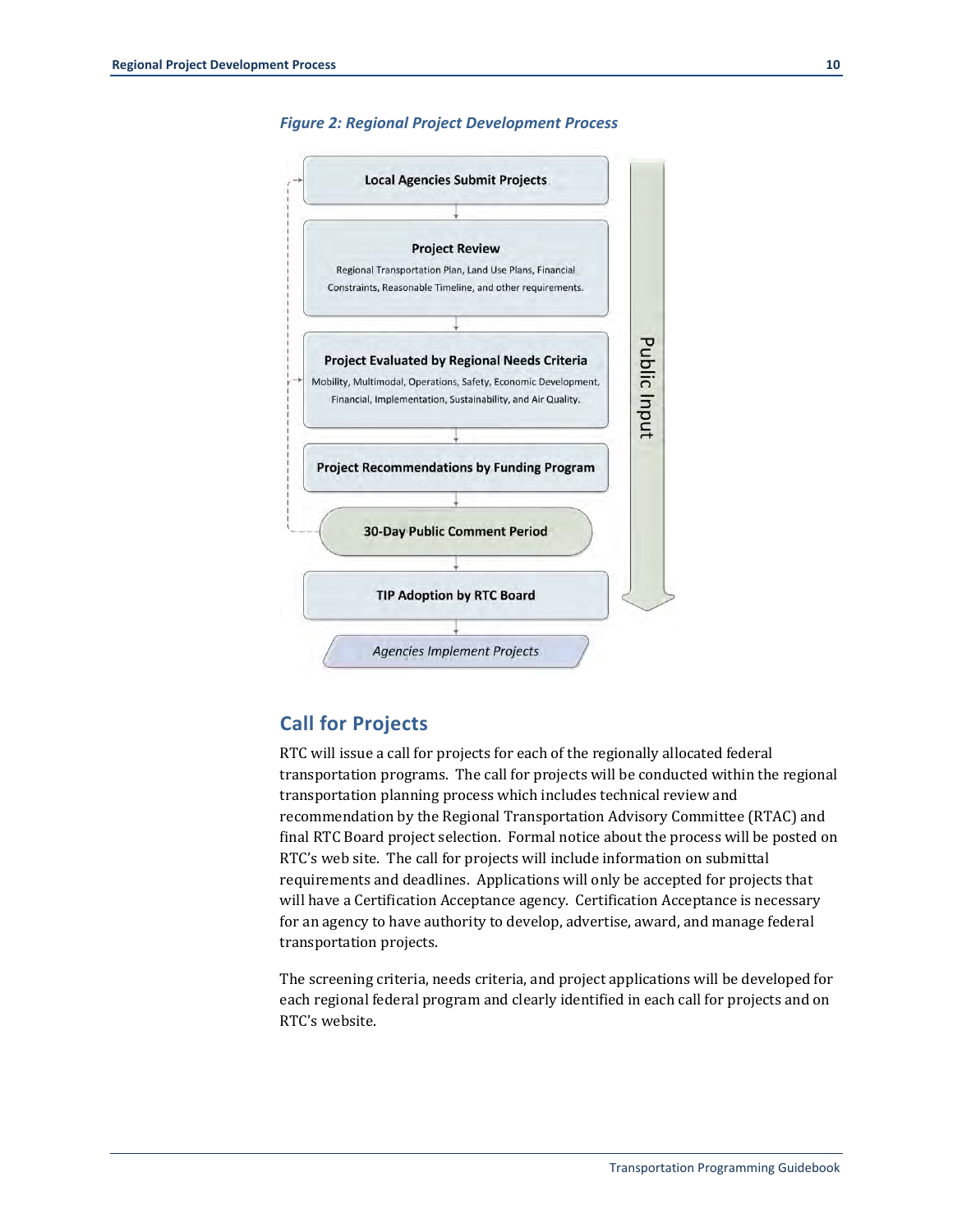*Figure 2: Regional Project Development Process*

Local Agencies Submit Projects

Project Review

Regional Transportation Plan, Land Use Plans, Financial Constraints, Reasonable Timeline, and other requirements.

Project Evaluated by Regional Needs Criteria

Mobility, Multimodal, Operations, Safety, Economic Development, Financial, Implementation, Sustainability, and Air Quality.

Project Recommendations by Funding Program

30-Day Public Comment Period

TIP Adoption by RTC Board

*Agencies Implement Projects*

Public Input

## Call for Projects

RTC will issue a call for projects for each of the regionally allocated federal transportation programs. The call for projects will be conducted within the regional transportation planning process which includes technical review and recommendation by the Regional Transportation Advisory Committee (RTAC) and final RTC Board project selection. Formal notice about the process will be posted on RTC's web site. The call for projects will include information on submittal requirements and deadlines. Applications will only be accepted for projects that will have a Certification Acceptance agency. Certification Acceptance is necessary for an agency to have authority to develop, advertise, award, and manage federal transportation projects.

The screening criteria, needs criteria, and project applications will be developed for each regional federal program and clearly identified in each call for projects and on RTC's website.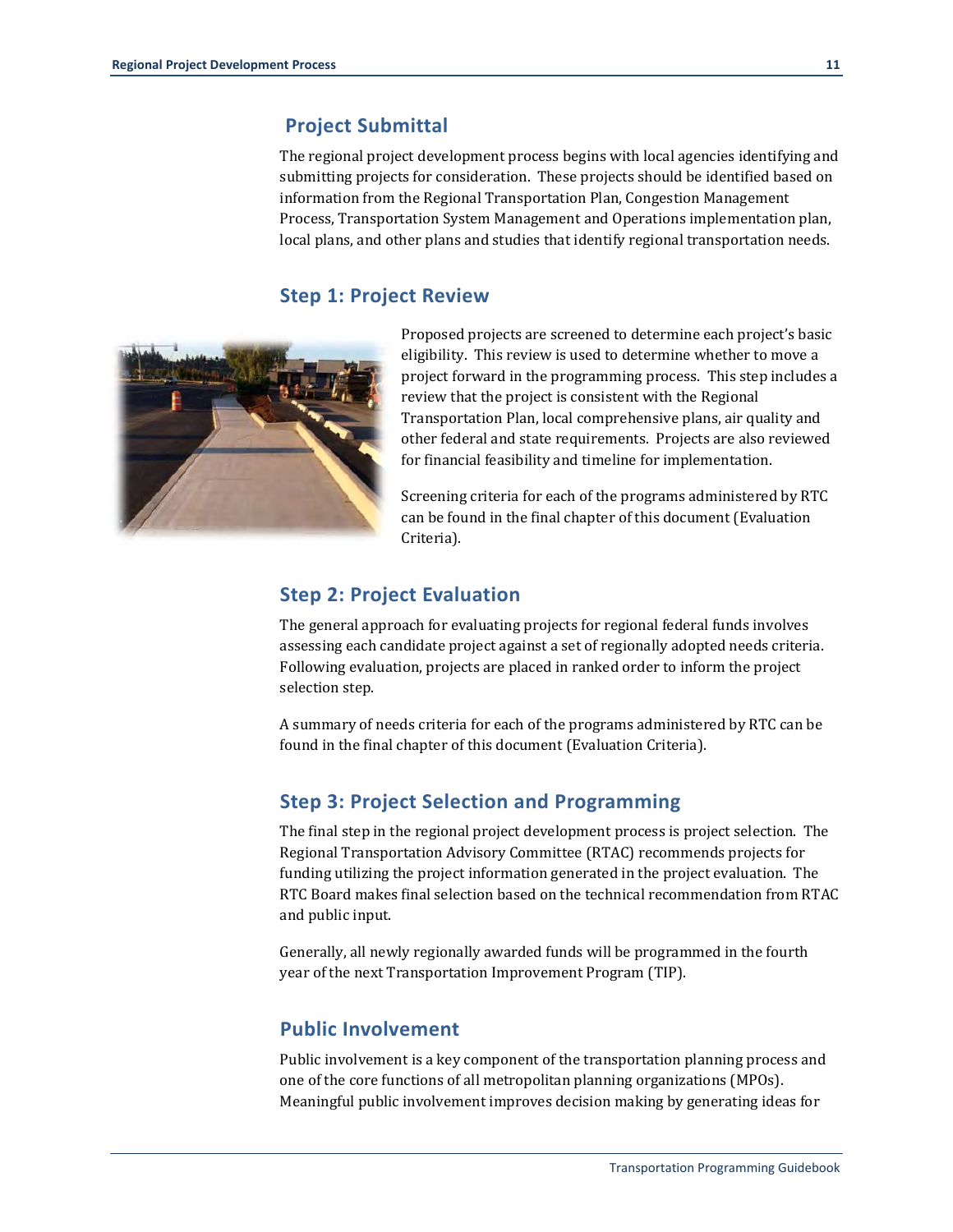## Project Submittal

The regional project development process begins with local agencies identifying and submitting projects for consideration. These projects should be identified based on information from the Regional Transportation Plan, Congestion Management Process, Transportation System Management and Operations implementation plan, local plans, and other plans and studies that identify regional transportation needs.

## Step 1: Project Review

Proposed projects are screened to determine each project's basic eligibility. This review is used to determine whether to move a project forward in the programming process. This step includes a review that the project is consistent with the Regional Transportation Plan, local comprehensive plans, air quality and other federal and state requirements. Projects are also reviewed for financial feasibility and timeline for implementation.

Screening criteria for each of the programs administered by RTC can be found in the final chapter of this document (Evaluation Criteria).

## Step 2: Project Evaluation

The general approach for evaluating projects for regional federal funds involves assessing each candidate project against a set of regionally adopted needs criteria. Following evaluation, projects are placed in ranked order to inform the project selection step.

A summary of needs criteria for each of the programs administered by RTC can be found in the final chapter of this document (Evaluation Criteria).

## Step 3: Project Selection and Programming

The final step in the regional project development process is project selection. The Regional Transportation Advisory Committee (RTAC) recommends projects for funding utilizing the project information generated in the project evaluation. The RTC Board makes final selection based on the technical recommendation from RTAC and public input.

Generally, all newly regionally awarded funds will be programmed in the fourth year of the next Transportation Improvement Program (TIP).

## Public Involvement

Public involvement is a key component of the transportation planning process and one of the core functions of all metropolitan planning organizations (MPOs). Meaningful public involvement improves decision making by generating ideas for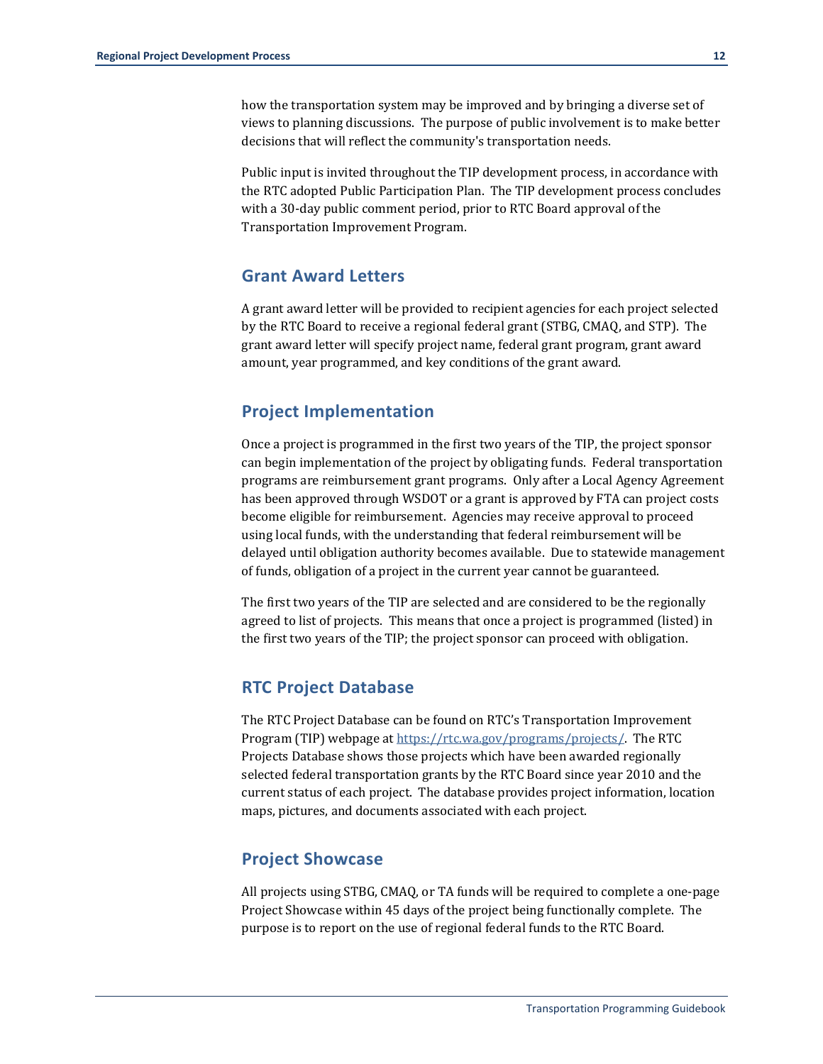how the transportation system may be improved and by bringing a diverse set of views to planning discussions. The purpose of public involvement is to make better decisions that will reflect the community's transportation needs.

Public input is invited throughout the TIP development process, in accordance with the RTC adopted Public Participation Plan. The TIP development process concludes with a 30-day public comment period, prior to RTC Board approval of the Transportation Improvement Program.

## Grant Award Letters

A grant award letter will be provided to recipient agencies for each project selected by the RTC Board to receive a regional federal grant (STBG, CMAQ, and STP). The grant award letter will specify project name, federal grant program, grant award amount, year programmed, and key conditions of the grant award.

## Project Implementation

Once a project is programmed in the first two years of the TIP, the project sponsor can begin implementation of the project by obligating funds. Federal transportation programs are reimbursement grant programs. Only after a Local Agency Agreement has been approved through WSDOT or a grant is approved by FTA can project costs become eligible for reimbursement. Agencies may receive approval to proceed using local funds, with the understanding that federal reimbursement will be delayed until obligation authority becomes available. Due to statewide management of funds, obligation of a project in the current year cannot be guaranteed.

The first two years of the TIP are selected and are considered to be the regionally agreed to list of projects. This means that once a project is programmed (listed) in the first two years of the TIP; the project sponsor can proceed with obligation.

## RTC Project Database

The RTC Project Database can be found on RTC's Transportation Improvement Program (TIP) webpage at [https://rtc.wa.gov/programs/projects/](https://rtc.wa.gov/programs/projects/). The RTC Projects Database shows those projects which have been awarded regionally selected federal transportation grants by the RTC Board since year 2010 and the current status of each project. The database provides project information, location maps, pictures, and documents associated with each project.

## Project Showcase

All projects using STBG, CMAQ, or TA funds will be required to complete a one-page Project Showcase within 45 days of the project being functionally complete. The purpose is to report on the use of regional federal funds to the RTC Board.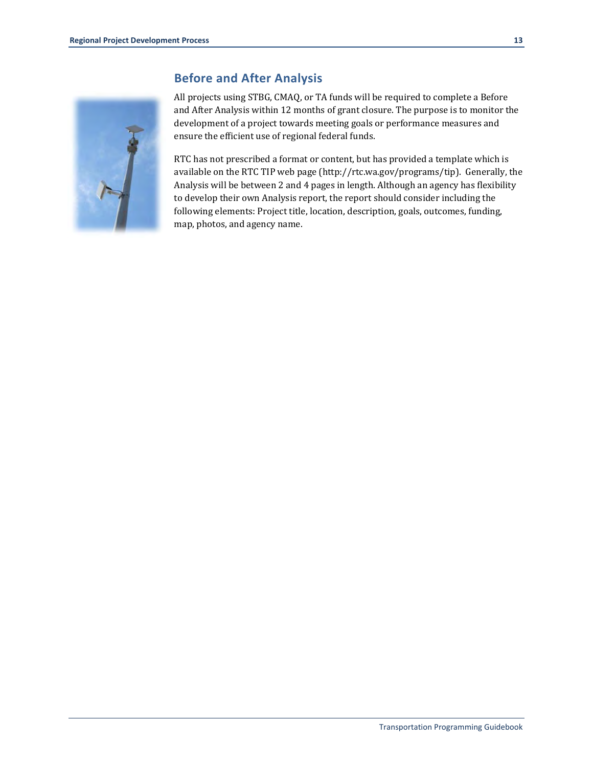## Before and After Analysis

All projects using STBG, CMAQ, or TA funds will be required to complete a Before and After Analysis within 12 months of grant closure. The purpose is to monitor the development of a project towards meeting goals or performance measures and ensure the efficient use of regional federal funds.

RTC has not prescribed a format or content, but has provided a template which is available on the RTC TIP web page (http://rtc.wa.gov/programs/tip). Generally, the Analysis will be between 2 and 4 pages in length. Although an agency has flexibility to develop their own Analysis report, the report should consider including the following elements: Project title, location, description, goals, outcomes, funding, map, photos, and agency name.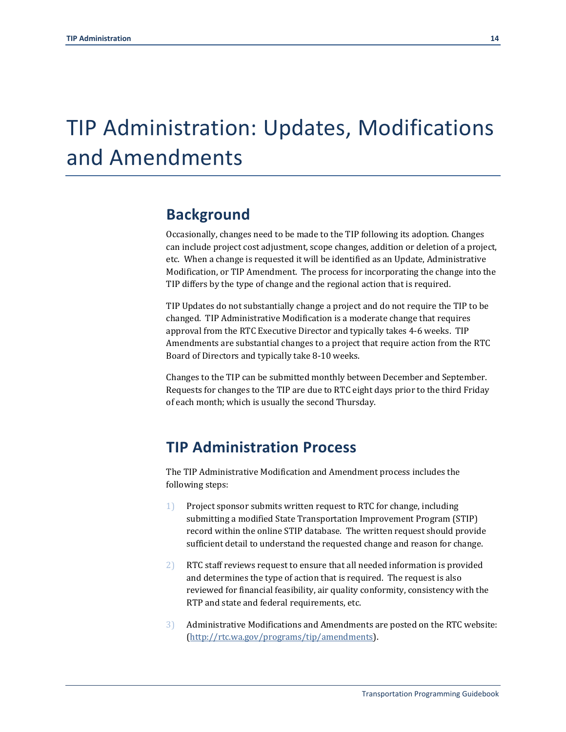# TIP Administration: Updates, Modifications and Amendments

## Background

Occasionally, changes need to be made to the TIP following its adoption. Changes can include project cost adjustment, scope changes, addition or deletion of a project, etc. When a change is requested it will be identified as an Update, Administrative Modification, or TIP Amendment. The process for incorporating the change into the TIP differs by the type of change and the regional action that is required.

TIP Updates do not substantially change a project and do not require the TIP to be changed. TIP Administrative Modification is a moderate change that requires approval from the RTC Executive Director and typically takes 4-6 weeks. TIP Amendments are substantial changes to a project that require action from the RTC Board of Directors and typically take 8-10 weeks.

Changes to the TIP can be submitted monthly between December and September. Requests for changes to the TIP are due to RTC eight days prior to the third Friday of each month; which is usually the second Thursday.

## TIP Administration Process

The TIP Administrative Modification and Amendment process includes the following steps:

1) Project sponsor submits written request to RTC for change, including submitting a modified State Transportation Improvement Program (STIP) record within the online STIP database. The written request should provide sufficient detail to understand the requested change and reason for change.

2) RTC staff reviews request to ensure that all needed information is provided and determines the type of action that is required. The request is also reviewed for financial feasibility, air quality conformity, consistency with the RTP and state and federal requirements, etc.

3) Administrative Modifications and Amendments are posted on the RTC website: (http://rtc.wa.gov/programs/tip/amendments).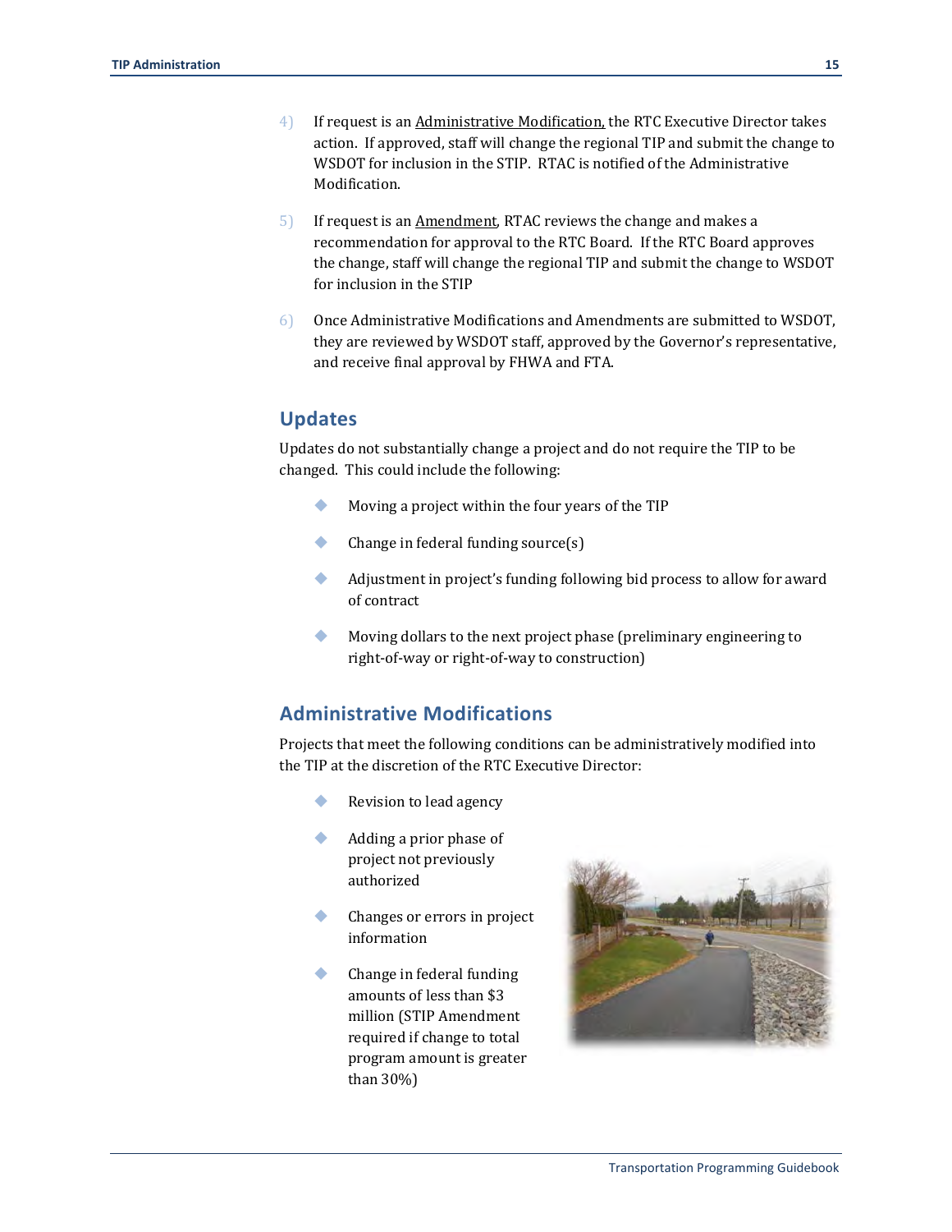4) If request is an Administrative Modification, the RTC Executive Director takes action. If approved, staff will change the regional TIP and submit the change to WSDOT for inclusion in the STIP. RTAC is notified of the Administrative Modification.

5) If request is an Amendment, RTAC reviews the change and makes a recommendation for approval to the RTC Board. If the RTC Board approves the change, staff will change the regional TIP and submit the change to WSDOT for inclusion in the STIP

6) Once Administrative Modifications and Amendments are submitted to WSDOT, they are reviewed by WSDOT staff, approved by the Governor's representative, and receive final approval by FHWA and FTA.

## Updates

Updates do not substantially change a project and do not require the TIP to be changed. This could include the following:

- Moving a project within the four years of the TIP
- Change in federal funding source(s)
- Adjustment in project's funding following bid process to allow for award of contract
- Moving dollars to the next project phase (preliminary engineering to right-of-way or right-of-way to construction)

## Administrative Modifications

Projects that meet the following conditions can be administratively modified into the TIP at the discretion of the RTC Executive Director:

- Revision to lead agency
- Adding a prior phase of project not previously authorized
- Changes or errors in project information
- Change in federal funding amounts of less than $3 million (STIP Amendment required if change to total program amount is greater than 30%)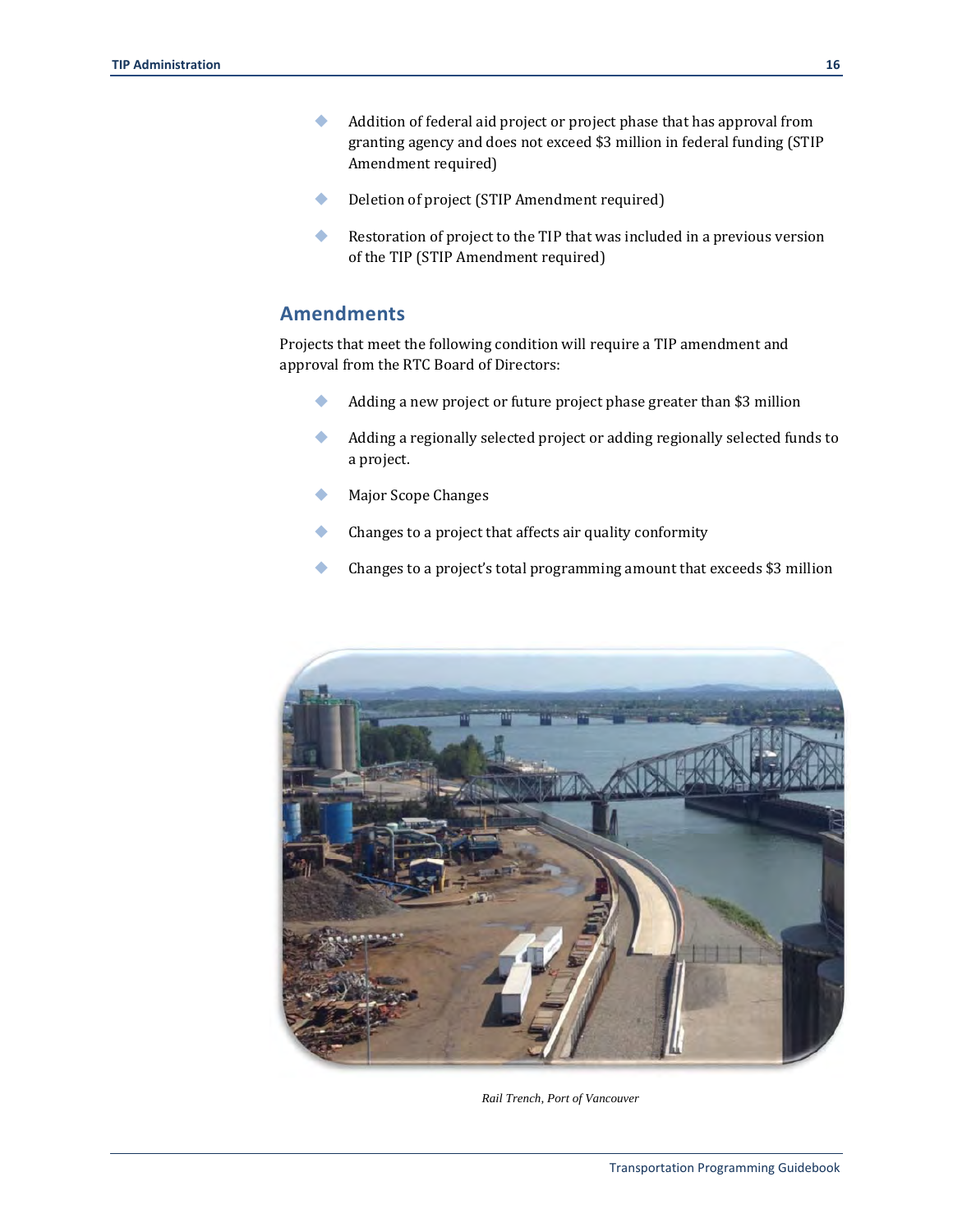- Addition of federal aid project or project phase that has approval from granting agency and does not exceed $3 million in federal funding (STIP Amendment required)
- Deletion of project (STIP Amendment required)
- Restoration of project to the TIP that was included in a previous version of the TIP (STIP Amendment required)

## Amendments

Projects that meet the following condition will require a TIP amendment and approval from the RTC Board of Directors:

- Adding a new project or future project phase greater than $3 million
- Adding a regionally selected project or adding regionally selected funds to a project.
- Major Scope Changes
- Changes to a project that affects air quality conformity
- Changes to a project's total programming amount that exceeds $3 million

*Rail Trench, Port of Vancouver*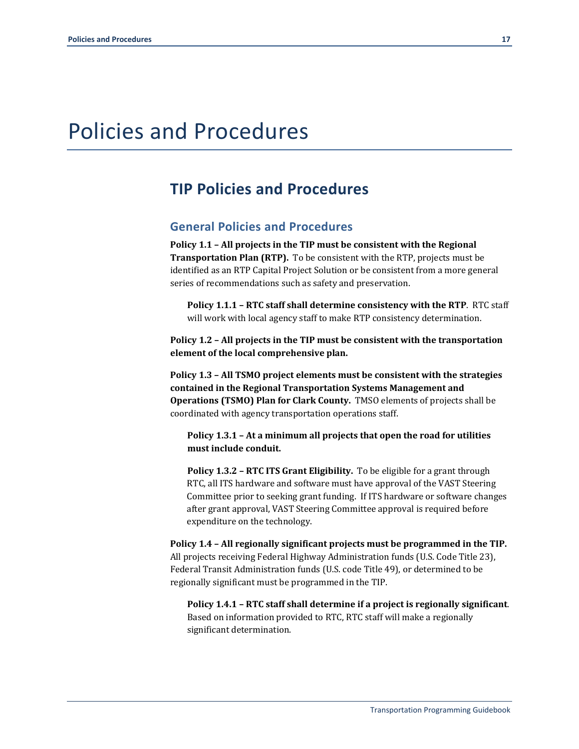# Policies and Procedures

## TIP Policies and Procedures

### General Policies and Procedures

**Policy 1.1 – All projects in the TIP must be consistent with the Regional Transportation Plan (RTP).** To be consistent with the RTP, projects must be identified as an RTP Capital Project Solution or be consistent from a more general series of recommendations such as safety and preservation.

**Policy 1.1.1 – RTC staff shall determine consistency with the RTP**. RTC staff will work with local agency staff to make RTP consistency determination.

**Policy 1.2 – All projects in the TIP must be consistent with the transportation element of the local comprehensive plan.**

**Policy 1.3 – All TSMO project elements must be consistent with the strategies contained in the Regional Transportation Systems Management and Operations (TSMO) Plan for Clark County.** TMSO elements of projects shall be coordinated with agency transportation operations staff.

**Policy 1.3.1 – At a minimum all projects that open the road for utilities must include conduit.**

**Policy 1.3.2 – RTC ITS Grant Eligibility.** To be eligible for a grant through RTC, all ITS hardware and software must have approval of the VAST Steering Committee prior to seeking grant funding. If ITS hardware or software changes after grant approval, VAST Steering Committee approval is required before expenditure on the technology.

**Policy 1.4 – All regionally significant projects must be programmed in the TIP.** All projects receiving Federal Highway Administration funds (U.S. Code Title 23), Federal Transit Administration funds (U.S. code Title 49), or determined to be regionally significant must be programmed in the TIP.

**Policy 1.4.1 – RTC staff shall determine if a project is regionally significant**. Based on information provided to RTC, RTC staff will make a regionally significant determination.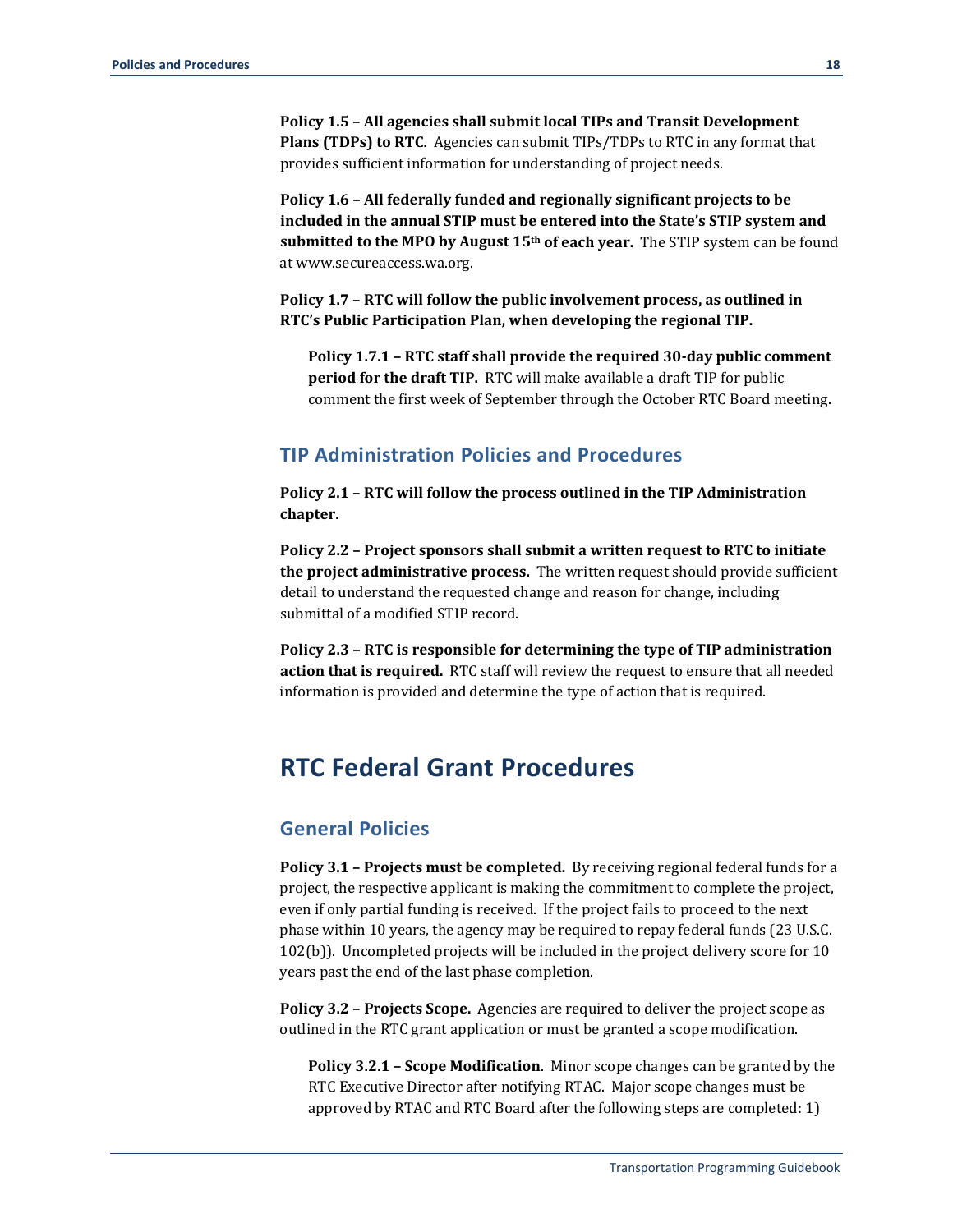**Policy 1.5 – All agencies shall submit local TIPs and Transit Development Plans (TDPs) to RTC.** Agencies can submit TIPs/TDPs to RTC in any format that provides sufficient information for understanding of project needs.

**Policy 1.6 – All federally funded and regionally significant projects to be included in the annual STIP must be entered into the State's STIP system and submitted to the MPO by August 15th of each year.** The STIP system can be found at www.secureaccess.wa.org.

**Policy 1.7 – RTC will follow the public involvement process, as outlined in RTC's Public Participation Plan, when developing the regional TIP.**

**Policy 1.7.1 – RTC staff shall provide the required 30-day public comment period for the draft TIP.** RTC will make available a draft TIP for public comment the first week of September through the October RTC Board meeting.

### TIP Administration Policies and Procedures

**Policy 2.1 – RTC will follow the process outlined in the TIP Administration chapter.**

**Policy 2.2 – Project sponsors shall submit a written request to RTC to initiate the project administrative process.** The written request should provide sufficient detail to understand the requested change and reason for change, including submittal of a modified STIP record.

**Policy 2.3 – RTC is responsible for determining the type of TIP administration action that is required.** RTC staff will review the request to ensure that all needed information is provided and determine the type of action that is required.

## RTC Federal Grant Procedures

### General Policies

**Policy 3.1 – Projects must be completed.** By receiving regional federal funds for a project, the respective applicant is making the commitment to complete the project, even if only partial funding is received. If the project fails to proceed to the next phase within 10 years, the agency may be required to repay federal funds (23 U.S.C. 102(b)). Uncompleted projects will be included in the project delivery score for 10 years past the end of the last phase completion.

**Policy 3.2 – Projects Scope.** Agencies are required to deliver the project scope as outlined in the RTC grant application or must be granted a scope modification.

**Policy 3.2.1 – Scope Modification**. Minor scope changes can be granted by the RTC Executive Director after notifying RTAC. Major scope changes must be approved by RTAC and RTC Board after the following steps are completed: 1)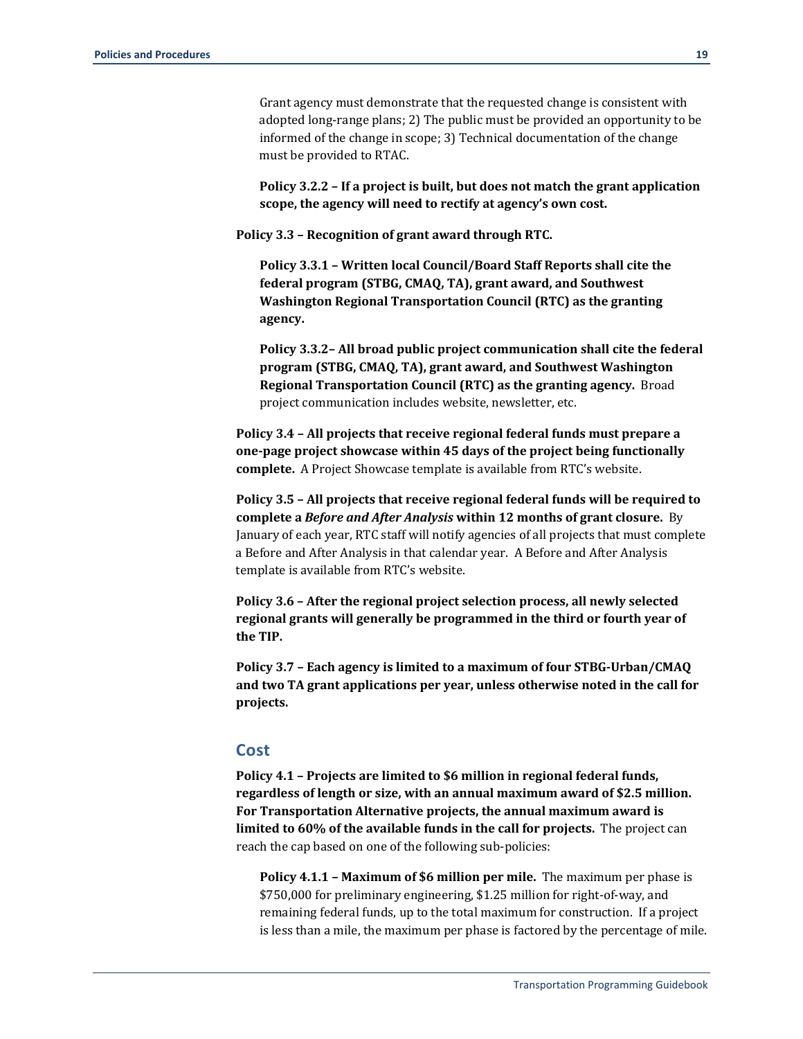Grant agency must demonstrate that the requested change is consistent with adopted long-range plans; 2) The public must be provided an opportunity to be informed of the change in scope; 3) Technical documentation of the change must be provided to RTAC.

**Policy 3.2.2 – If a project is built, but does not match the grant application scope, the agency will need to rectify at agency's own cost.**

**Policy 3.3 – Recognition of grant award through RTC.**

**Policy 3.3.1 – Written local Council/Board Staff Reports shall cite the federal program (STBG, CMAQ, TA), grant award, and Southwest Washington Regional Transportation Council (RTC) as the granting agency.**

**Policy 3.3.2– All broad public project communication shall cite the federal program (STBG, CMAQ, TA), grant award, and Southwest Washington Regional Transportation Council (RTC) as the granting agency.** Broad project communication includes website, newsletter, etc.

**Policy 3.4 – All projects that receive regional federal funds must prepare a one-page project showcase within 45 days of the project being functionally complete.** A Project Showcase template is available from RTC's website.

**Policy 3.5 – All projects that receive regional federal funds will be required to complete a *Before and After Analysis* within 12 months of grant closure.** By January of each year, RTC staff will notify agencies of all projects that must complete a Before and After Analysis in that calendar year. A Before and After Analysis template is available from RTC's website.

**Policy 3.6 – After the regional project selection process, all newly selected regional grants will generally be programmed in the third or fourth year of the TIP.**

**Policy 3.7 – Each agency is limited to a maximum of four STBG-Urban/CMAQ and two TA grant applications per year, unless otherwise noted in the call for projects.**

## Cost

**Policy 4.1 – Projects are limited to $6 million in regional federal funds, regardless of length or size, with an annual maximum award of $2.5 million. For Transportation Alternative projects, the annual maximum award is limited to 60% of the available funds in the call for projects.** The project can reach the cap based on one of the following sub-policies:

**Policy 4.1.1 – Maximum of $6 million per mile.** The maximum per phase is $750,000 for preliminary engineering, $1.25 million for right-of-way, and remaining federal funds, up to the total maximum for construction. If a project is less than a mile, the maximum per phase is factored by the percentage of mile.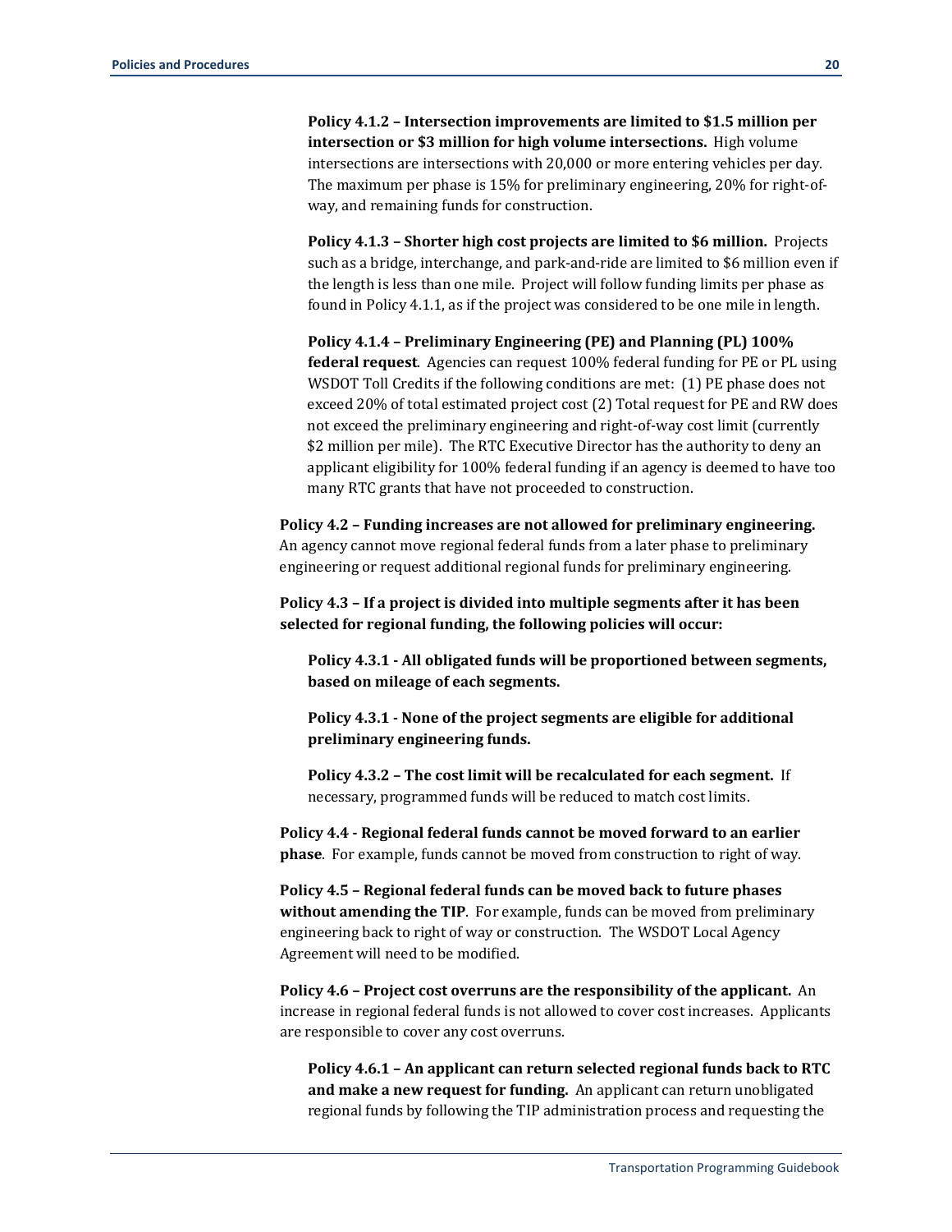**Policy 4.1.2 – Intersection improvements are limited to $1.5 million per intersection or $3 million for high volume intersections.** High volume intersections are intersections with 20,000 or more entering vehicles per day. The maximum per phase is 15% for preliminary engineering, 20% for right-of-way, and remaining funds for construction.

**Policy 4.1.3 – Shorter high cost projects are limited to $6 million.** Projects such as a bridge, interchange, and park-and-ride are limited to $6 million even if the length is less than one mile. Project will follow funding limits per phase as found in Policy 4.1.1, as if the project was considered to be one mile in length.

**Policy 4.1.4 – Preliminary Engineering (PE) and Planning (PL) 100% federal request**. Agencies can request 100% federal funding for PE or PL using WSDOT Toll Credits if the following conditions are met: (1) PE phase does not exceed 20% of total estimated project cost (2) Total request for PE and RW does not exceed the preliminary engineering and right-of-way cost limit (currently $2 million per mile). The RTC Executive Director has the authority to deny an applicant eligibility for 100% federal funding if an agency is deemed to have too many RTC grants that have not proceeded to construction.

**Policy 4.2 – Funding increases are not allowed for preliminary engineering.** An agency cannot move regional federal funds from a later phase to preliminary engineering or request additional regional funds for preliminary engineering.

**Policy 4.3 – If a project is divided into multiple segments after it has been selected for regional funding, the following policies will occur:**

**Policy 4.3.1 - All obligated funds will be proportioned between segments, based on mileage of each segments.**

**Policy 4.3.1 - None of the project segments are eligible for additional preliminary engineering funds.**

**Policy 4.3.2 – The cost limit will be recalculated for each segment.** If necessary, programmed funds will be reduced to match cost limits.

**Policy 4.4 - Regional federal funds cannot be moved forward to an earlier phase**. For example, funds cannot be moved from construction to right of way.

**Policy 4.5 – Regional federal funds can be moved back to future phases without amending the TIP**. For example, funds can be moved from preliminary engineering back to right of way or construction. The WSDOT Local Agency Agreement will need to be modified.

**Policy 4.6 – Project cost overruns are the responsibility of the applicant.** An increase in regional federal funds is not allowed to cover cost increases. Applicants are responsible to cover any cost overruns.

**Policy 4.6.1 – An applicant can return selected regional funds back to RTC and make a new request for funding.** An applicant can return unobligated regional funds by following the TIP administration process and requesting the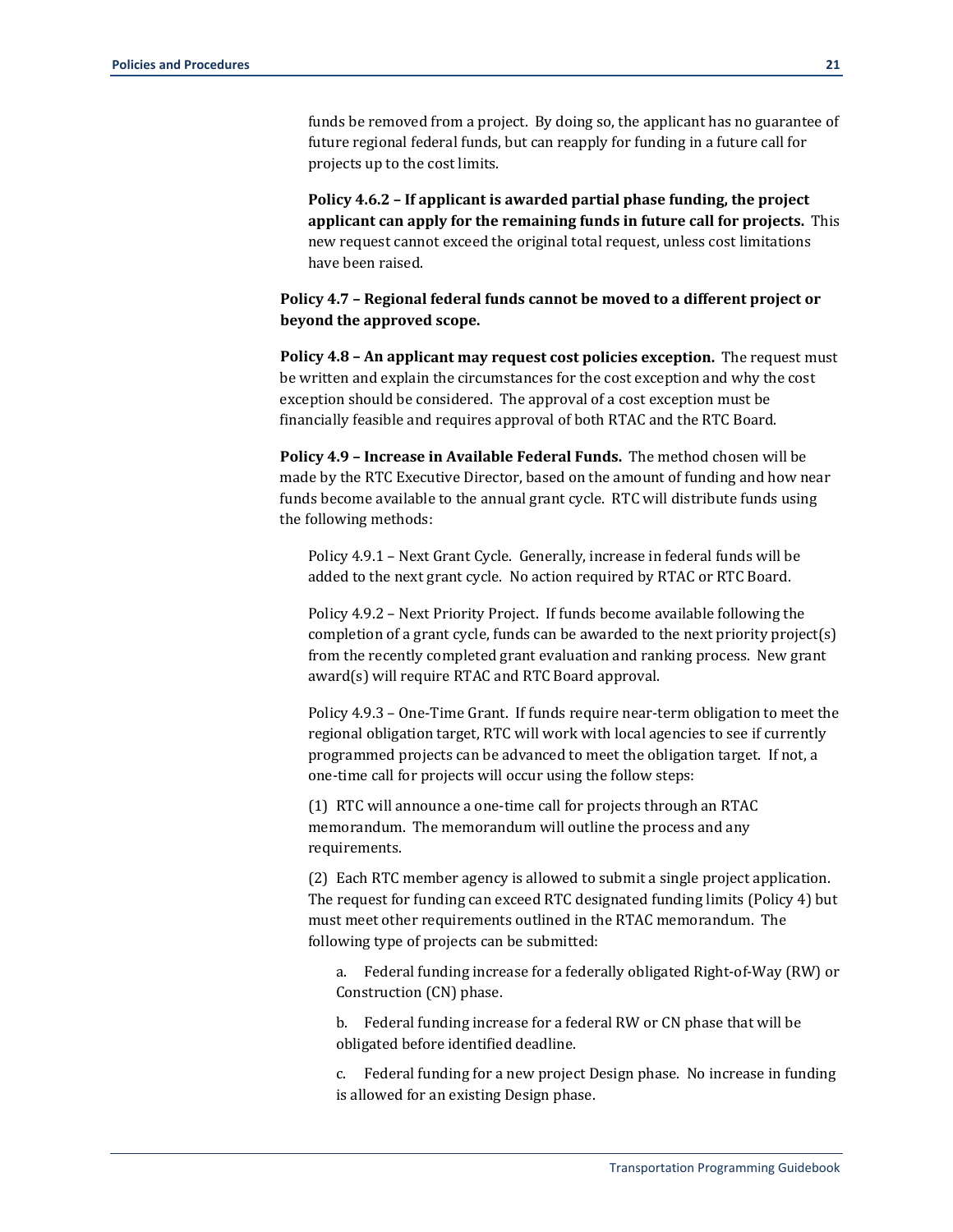funds be removed from a project. By doing so, the applicant has no guarantee of future regional federal funds, but can reapply for funding in a future call for projects up to the cost limits.

**Policy 4.6.2 – If applicant is awarded partial phase funding, the project applicant can apply for the remaining funds in future call for projects.** This new request cannot exceed the original total request, unless cost limitations have been raised.

**Policy 4.7 – Regional federal funds cannot be moved to a different project or beyond the approved scope.**

**Policy 4.8 – An applicant may request cost policies exception.** The request must be written and explain the circumstances for the cost exception and why the cost exception should be considered. The approval of a cost exception must be financially feasible and requires approval of both RTAC and the RTC Board.

**Policy 4.9 – Increase in Available Federal Funds.** The method chosen will be made by the RTC Executive Director, based on the amount of funding and how near funds become available to the annual grant cycle. RTC will distribute funds using the following methods:

Policy 4.9.1 – Next Grant Cycle. Generally, increase in federal funds will be added to the next grant cycle. No action required by RTAC or RTC Board.

Policy 4.9.2 – Next Priority Project. If funds become available following the completion of a grant cycle, funds can be awarded to the next priority project(s) from the recently completed grant evaluation and ranking process. New grant award(s) will require RTAC and RTC Board approval.

Policy 4.9.3 – One-Time Grant. If funds require near-term obligation to meet the regional obligation target, RTC will work with local agencies to see if currently programmed projects can be advanced to meet the obligation target. If not, a one-time call for projects will occur using the follow steps:

(1) RTC will announce a one-time call for projects through an RTAC memorandum. The memorandum will outline the process and any requirements.

(2) Each RTC member agency is allowed to submit a single project application. The request for funding can exceed RTC designated funding limits (Policy 4) but must meet other requirements outlined in the RTAC memorandum. The following type of projects can be submitted:

a. Federal funding increase for a federally obligated Right-of-Way (RW) or Construction (CN) phase.

b. Federal funding increase for a federal RW or CN phase that will be obligated before identified deadline.

c. Federal funding for a new project Design phase. No increase in funding is allowed for an existing Design phase.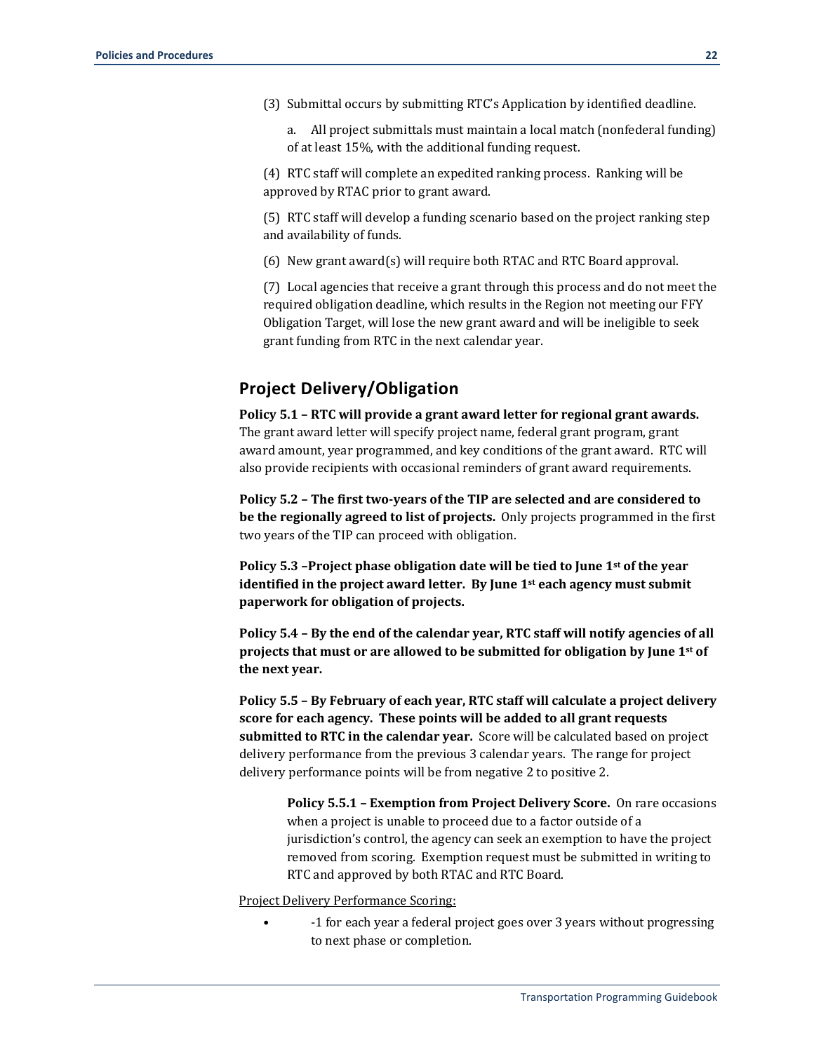(3) Submittal occurs by submitting RTC's Application by identified deadline.

a. All project submittals must maintain a local match (nonfederal funding) of at least 15%, with the additional funding request.

(4) RTC staff will complete an expedited ranking process. Ranking will be approved by RTAC prior to grant award.

(5) RTC staff will develop a funding scenario based on the project ranking step and availability of funds.

(6) New grant award(s) will require both RTAC and RTC Board approval.

(7) Local agencies that receive a grant through this process and do not meet the required obligation deadline, which results in the Region not meeting our FFY Obligation Target, will lose the new grant award and will be ineligible to seek grant funding from RTC in the next calendar year.

## Project Delivery/Obligation

**Policy 5.1 – RTC will provide a grant award letter for regional grant awards.** The grant award letter will specify project name, federal grant program, grant award amount, year programmed, and key conditions of the grant award. RTC will also provide recipients with occasional reminders of grant award requirements.

**Policy 5.2 – The first two-years of the TIP are selected and are considered to be the regionally agreed to list of projects.** Only projects programmed in the first two years of the TIP can proceed with obligation.

**Policy 5.3 –Project phase obligation date will be tied to June 1st of the year identified in the project award letter. By June 1st each agency must submit paperwork for obligation of projects.**

**Policy 5.4 – By the end of the calendar year, RTC staff will notify agencies of all projects that must or are allowed to be submitted for obligation by June 1st of the next year.**

**Policy 5.5 – By February of each year, RTC staff will calculate a project delivery score for each agency. These points will be added to all grant requests submitted to RTC in the calendar year.** Score will be calculated based on project delivery performance from the previous 3 calendar years. The range for project delivery performance points will be from negative 2 to positive 2.

> **Policy 5.5.1 – Exemption from Project Delivery Score.** On rare occasions when a project is unable to proceed due to a factor outside of a jurisdiction's control, the agency can seek an exemption to have the project removed from scoring. Exemption request must be submitted in writing to RTC and approved by both RTAC and RTC Board.

Project Delivery Performance Scoring:

- -1 for each year a federal project goes over 3 years without progressing to next phase or completion.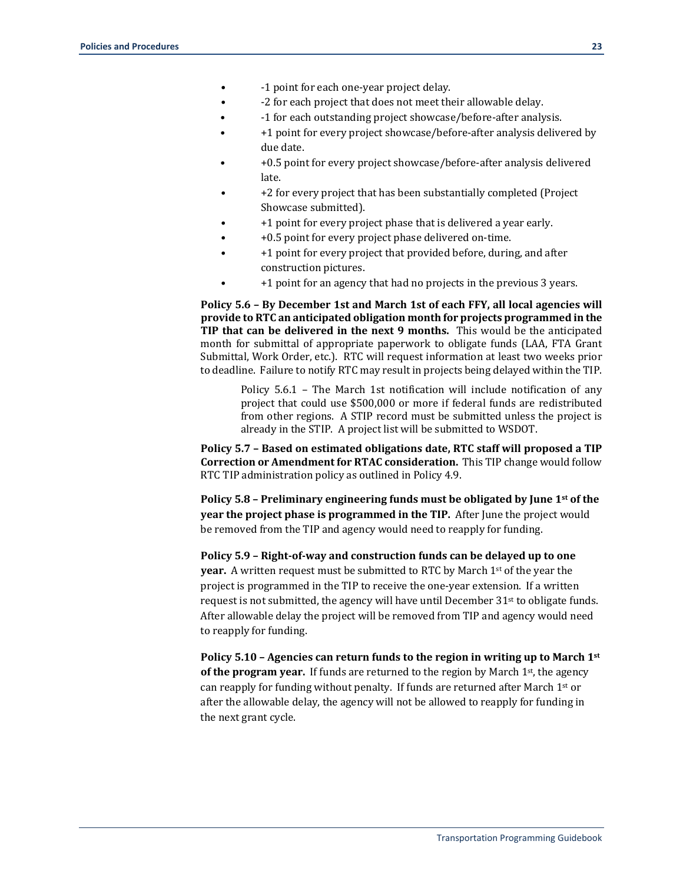- -1 point for each one-year project delay.
- -2 for each project that does not meet their allowable delay.
- -1 for each outstanding project showcase/before-after analysis.
- +1 point for every project showcase/before-after analysis delivered by due date.
- +0.5 point for every project showcase/before-after analysis delivered late.
- +2 for every project that has been substantially completed (Project Showcase submitted).
- +1 point for every project phase that is delivered a year early.
- +0.5 point for every project phase delivered on-time.
- +1 point for every project that provided before, during, and after construction pictures.
- +1 point for an agency that had no projects in the previous 3 years.

**Policy 5.6 – By December 1st and March 1st of each FFY, all local agencies will provide to RTC an anticipated obligation month for projects programmed in the TIP that can be delivered in the next 9 months.** This would be the anticipated month for submittal of appropriate paperwork to obligate funds (LAA, FTA Grant Submittal, Work Order, etc.). RTC will request information at least two weeks prior to deadline. Failure to notify RTC may result in projects being delayed within the TIP.

> Policy 5.6.1 – The March 1st notification will include notification of any project that could use \$500,000 or more if federal funds are redistributed from other regions. A STIP record must be submitted unless the project is already in the STIP. A project list will be submitted to WSDOT.

**Policy 5.7 – Based on estimated obligations date, RTC staff will proposed a TIP Correction or Amendment for RTAC consideration.** This TIP change would follow RTC TIP administration policy as outlined in Policy 4.9.

**Policy 5.8 – Preliminary engineering funds must be obligated by June 1st of the year the project phase is programmed in the TIP.** After June the project would be removed from the TIP and agency would need to reapply for funding.

**Policy 5.9 – Right-of-way and construction funds can be delayed up to one year.** A written request must be submitted to RTC by March 1st of the year the project is programmed in the TIP to receive the one-year extension. If a written request is not submitted, the agency will have until December 31st to obligate funds. After allowable delay the project will be removed from TIP and agency would need to reapply for funding.

**Policy 5.10 – Agencies can return funds to the region in writing up to March 1st of the program year.** If funds are returned to the region by March 1st, the agency can reapply for funding without penalty. If funds are returned after March 1st or after the allowable delay, the agency will not be allowed to reapply for funding in the next grant cycle.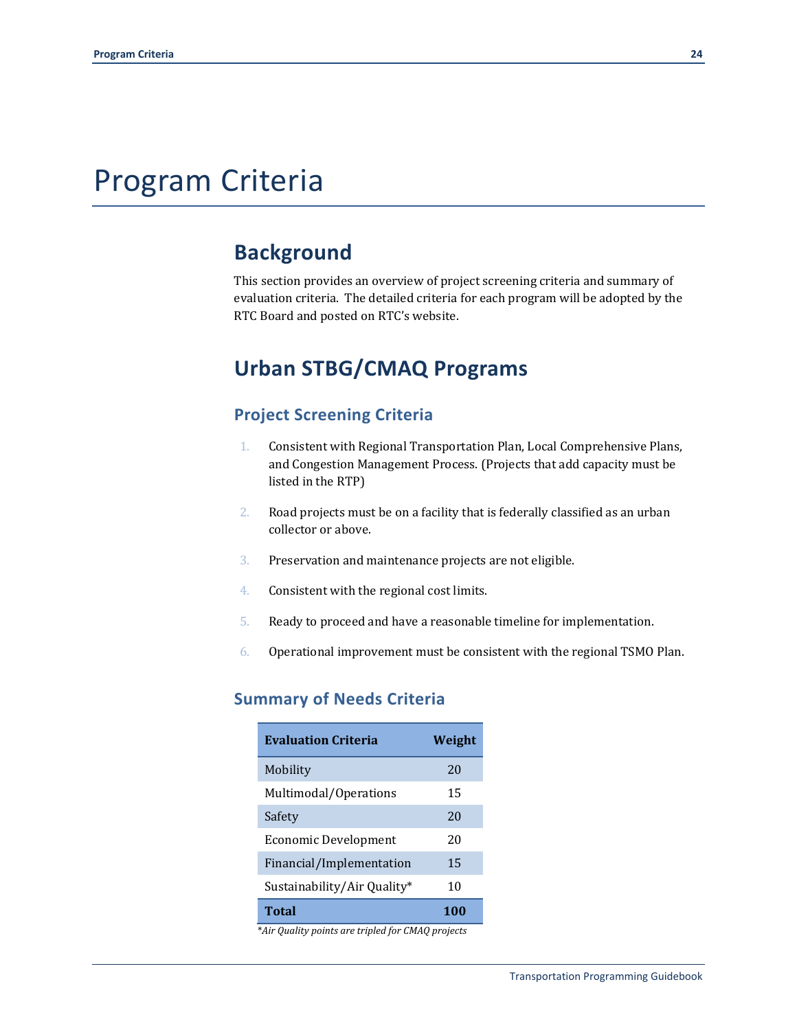# Program Criteria

## Background

This section provides an overview of project screening criteria and summary of evaluation criteria. The detailed criteria for each program will be adopted by the RTC Board and posted on RTC's website.

## Urban STBG/CMAQ Programs

### Project Screening Criteria

1. Consistent with Regional Transportation Plan, Local Comprehensive Plans, and Congestion Management Process. (Projects that add capacity must be listed in the RTP)
2. Road projects must be on a facility that is federally classified as an urban collector or above.
3. Preservation and maintenance projects are not eligible.
4. Consistent with the regional cost limits.
5. Ready to proceed and have a reasonable timeline for implementation.
6. Operational improvement must be consistent with the regional TSMO Plan.

### Summary of Needs Criteria

| Evaluation Criteria | Weight |
|---|---|
| Mobility | 20 |
| Multimodal/Operations | 15 |
| Safety | 20 |
| Economic Development | 20 |
| Financial/Implementation | 15 |
| Sustainability/Air Quality* | 10 |
| **Total** | **100** |

*\*Air Quality points are tripled for CMAQ projects*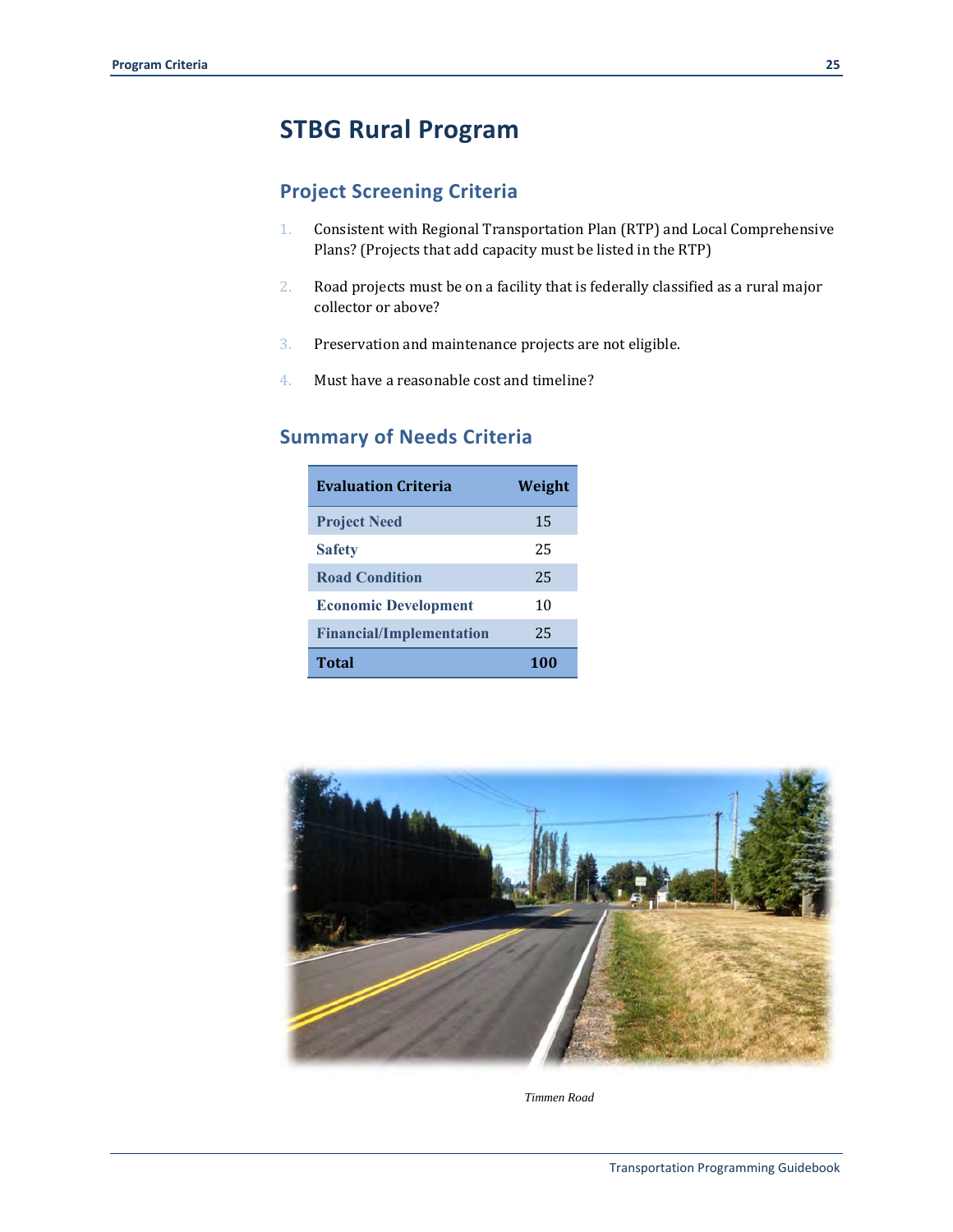# STBG Rural Program

## Project Screening Criteria

1. Consistent with Regional Transportation Plan (RTP) and Local Comprehensive Plans? (Projects that add capacity must be listed in the RTP)
2. Road projects must be on a facility that is federally classified as a rural major collector or above?
3. Preservation and maintenance projects are not eligible.
4. Must have a reasonable cost and timeline?

## Summary of Needs Criteria

| Evaluation Criteria | Weight |
|---|---|
| Project Need | 15 |
| Safety | 25 |
| Road Condition | 25 |
| Economic Development | 10 |
| Financial/Implementation | 25 |
| **Total** | **100** |

*Timmen Road*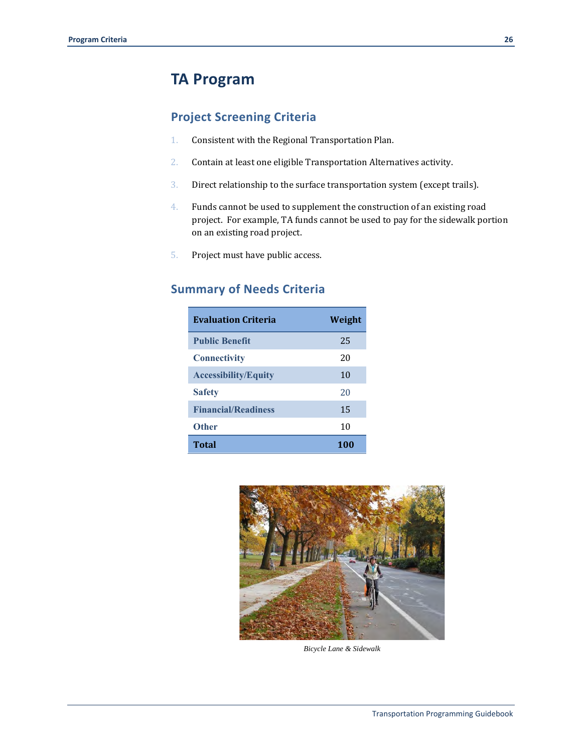# TA Program

## Project Screening Criteria

1. Consistent with the Regional Transportation Plan.
2. Contain at least one eligible Transportation Alternatives activity.
3. Direct relationship to the surface transportation system (except trails).
4. Funds cannot be used to supplement the construction of an existing road project. For example, TA funds cannot be used to pay for the sidewalk portion on an existing road project.
5. Project must have public access.

## Summary of Needs Criteria

| Evaluation Criteria | Weight |
|---|---|
| Public Benefit | 25 |
| Connectivity | 20 |
| Accessibility/Equity | 10 |
| Safety | 20 |
| Financial/Readiness | 15 |
| Other | 10 |
| **Total** | **100** |

*Bicycle Lane & Sidewalk*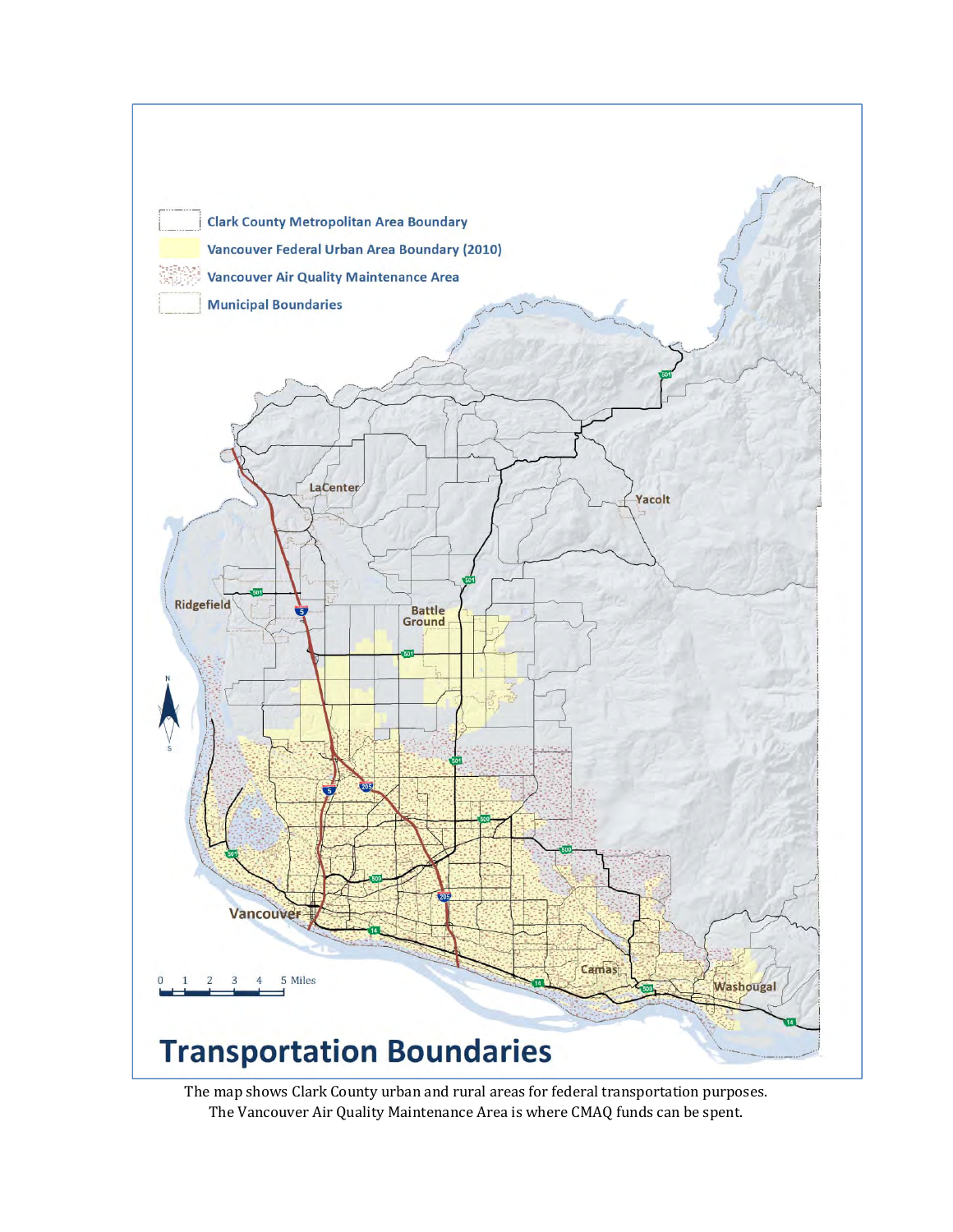Clark County Metropolitan Area Boundary

Vancouver Federal Urban Area Boundary (2010)

Vancouver Air Quality Maintenance Area

Municipal Boundaries

LaCenter

Yacolt

Ridgefield

Battle Ground

Vancouver

Camas

Washougal

0 1 2 3 4 5 Miles

# Transportation Boundaries

The map shows Clark County urban and rural areas for federal transportation purposes.
The Vancouver Air Quality Maintenance Area is where CMAQ funds can be spent.